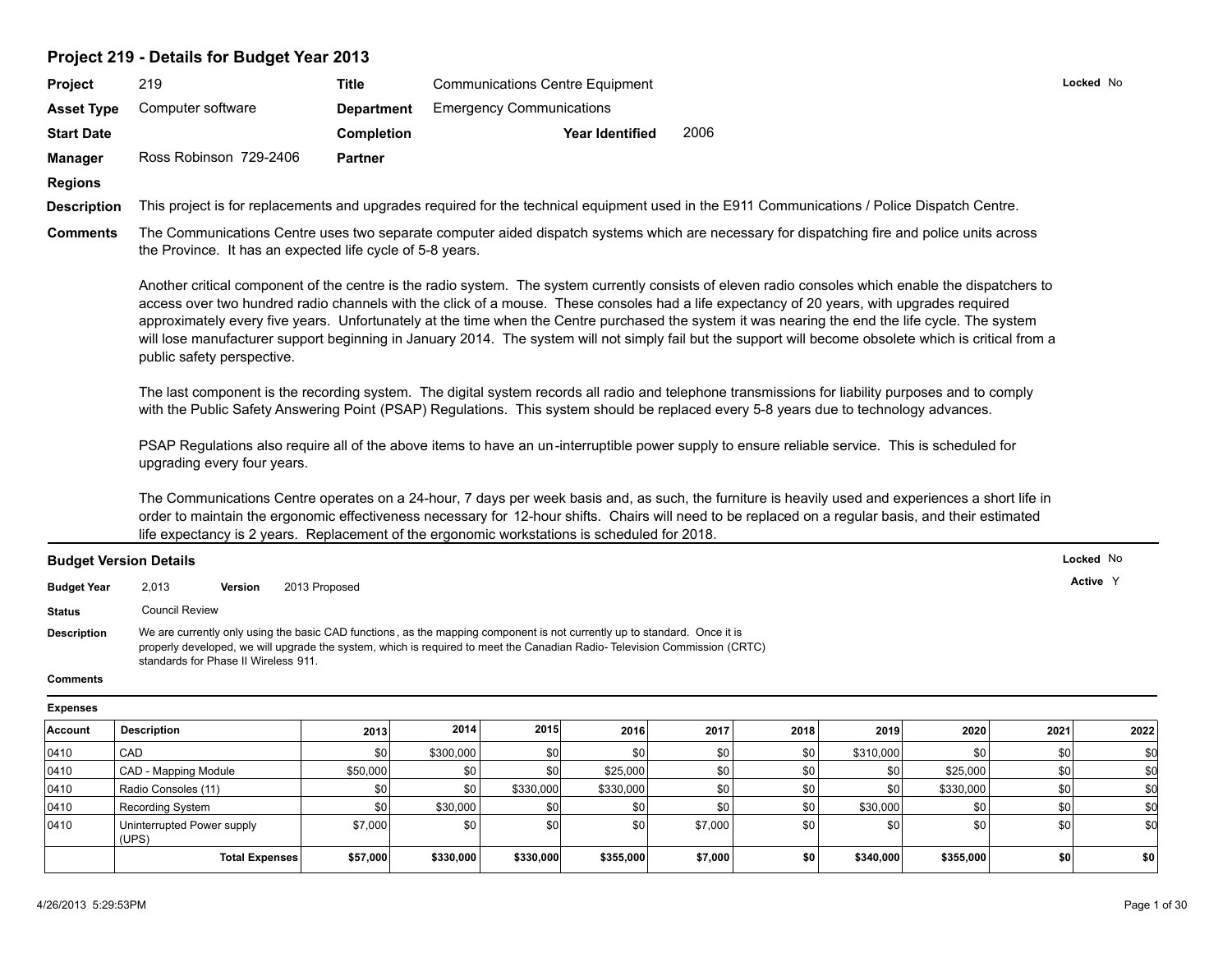## Project 219 - Details for Budget Year 2013

| | | | | | |
|---|---|---|---|---|---|
| **Project** | 219 | **Title** | Communications Centre Equipment | | **Locked** No |
| **Asset Type** | Computer software | **Department** | Emergency Communications | | |
| **Start Date** | | **Completion** | | **Year Identified** 2006 | |
| **Manager** | Ross Robinson 729-2406 | **Partner** | | | |
| **Regions** | | | | | |

**Description** This project is for replacements and upgrades required for the technical equipment used in the E911 Communications / Police Dispatch Centre.

**Comments** The Communications Centre uses two separate computer aided dispatch systems which are necessary for dispatching fire and police units across the Province. It has an expected life cycle of 5-8 years.

Another critical component of the centre is the radio system. The system currently consists of eleven radio consoles which enable the dispatchers to access over two hundred radio channels with the click of a mouse. These consoles had a life expectancy of 20 years, with upgrades required approximately every five years. Unfortunately at the time when the Centre purchased the system it was nearing the end the life cycle. The system will lose manufacturer support beginning in January 2014. The system will not simply fail but the support will become obsolete which is critical from a public safety perspective.

The last component is the recording system. The digital system records all radio and telephone transmissions for liability purposes and to comply with the Public Safety Answering Point (PSAP) Regulations. This system should be replaced every 5-8 years due to technology advances.

PSAP Regulations also require all of the above items to have an un-interruptible power supply to ensure reliable service. This is scheduled for upgrading every four years.

The Communications Centre operates on a 24-hour, 7 days per week basis and, as such, the furniture is heavily used and experiences a short life in order to maintain the ergonomic effectiveness necessary for 12-hour shifts. Chairs will need to be replaced on a regular basis, and their estimated life expectancy is 2 years. Replacement of the ergonomic workstations is scheduled for 2018.

### Budget Version Details

**Locked** No
**Active** Y

**Budget Year** 2,013 **Version** 2013 Proposed

**Status** Council Review

**Description** We are currently only using the basic CAD functions, as the mapping component is not currently up to standard. Once it is properly developed, we will upgrade the system, which is required to meet the Canadian Radio- Television Commission (CRTC) standards for Phase II Wireless 911.

**Comments**

**Expenses**

| Account | Description | 2013 | 2014 | 2015 | 2016 | 2017 | 2018 | 2019 | 2020 | 2021 | 2022 |
|---|---|---|---|---|---|---|---|---|---|---|---|
| 0410 | CAD | $0 | $300,000 | $0 | $0 | $0 | $0 | $310,000 | $0 | $0 | $0 |
| 0410 | CAD - Mapping Module | $50,000 | $0 | $0 | $25,000 | $0 | $0 | $0 | $25,000 | $0 | $0 |
| 0410 | Radio Consoles (11) | $0 | $0 | $330,000 | $330,000 | $0 | $0 | $0 | $330,000 | $0 | $0 |
| 0410 | Recording System | $0 | $30,000 | $0 | $0 | $0 | $0 | $30,000 | $0 | $0 | $0 |
| 0410 | Uninterrupted Power supply (UPS) | $7,000 | $0 | $0 | $0 | $7,000 | $0 | $0 | $0 | $0 | $0 |
| | **Total Expenses** | **$57,000** | **$330,000** | **$330,000** | **$355,000** | **$7,000** | **$0** | **$340,000** | **$355,000** | **$0** | **$0** |

4/26/2013 5:29:53PM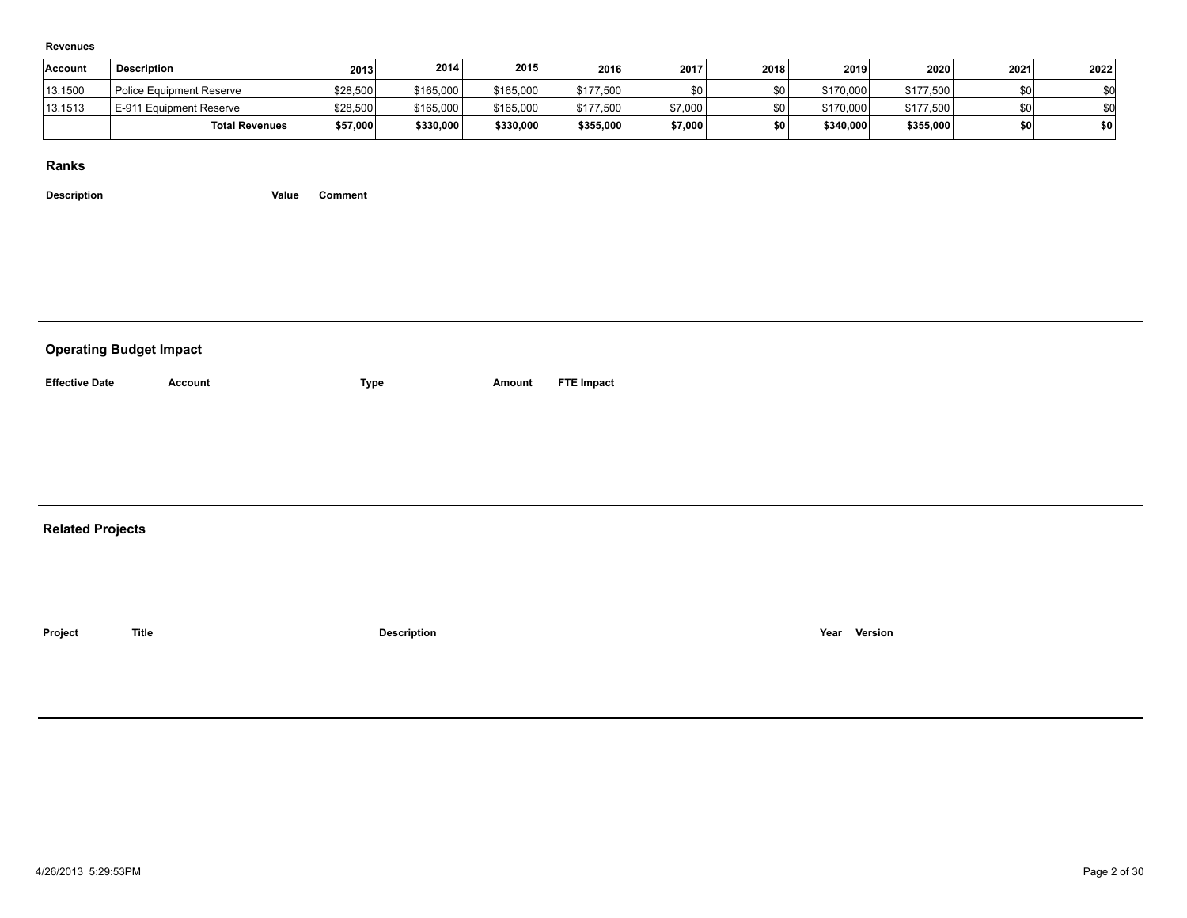**Revenues**

| Account | Description | 2013 | 2014 | 2015 | 2016 | 2017 | 2018 | 2019 | 2020 | 2021 | 2022 |
|---|---|---|---|---|---|---|---|---|---|---|---|
| 13.1500 | Police Equipment Reserve | $28,500 | $165,000 | $165,000 | $177,500 | $0 | $0 | $170,000 | $177,500 | $0 | $0 |
| 13.1513 | E-911 Equipment Reserve | $28,500 | $165,000 | $165,000 | $177,500 | $7,000 | $0 | $170,000 | $177,500 | $0 | $0 |
| | **Total Revenues** | **$57,000** | **$330,000** | **$330,000** | **$355,000** | **$7,000** | **$0** | **$340,000** | **$355,000** | **$0** | **$0** |

## Ranks

| Description | Value | Comment |
|---|---|---|

## Operating Budget Impact

| Effective Date | Account | Type | Amount | FTE Impact |
|---|---|---|---|---|

## Related Projects

| Project | Title | Description | Year | Version |
|---|---|---|---|---|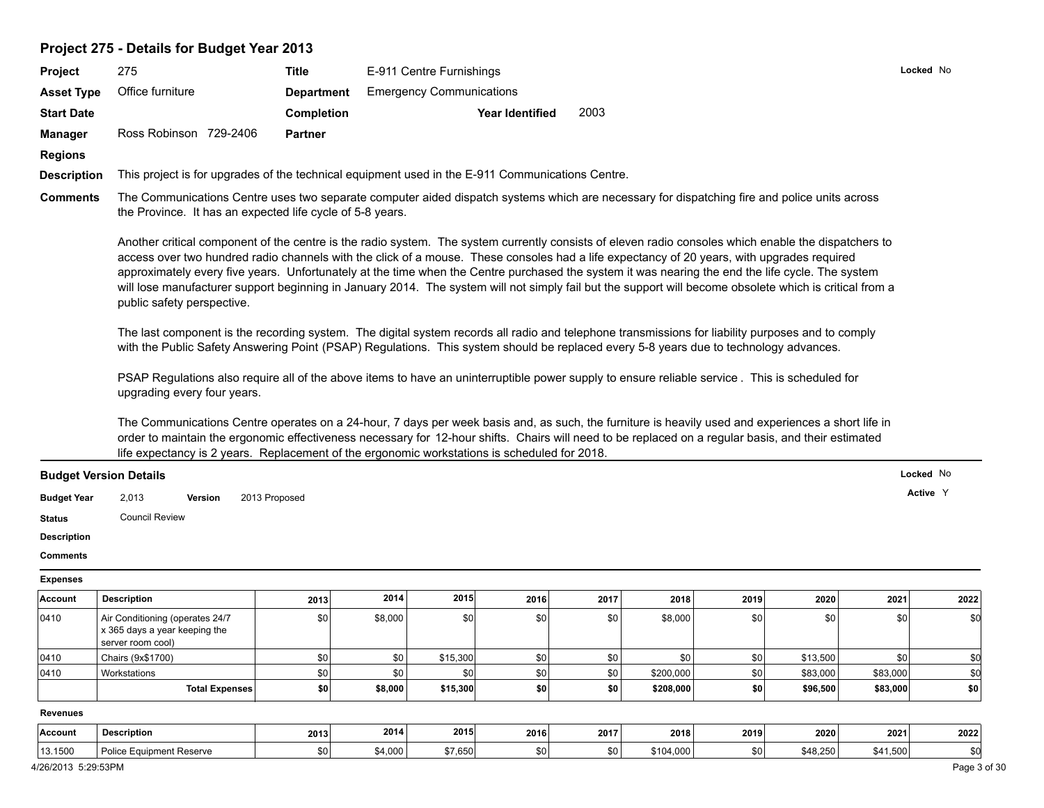## Project 275 - Details for Budget Year 2013

**Project** 275 **Title** E-911 Centre Furnishings **Locked** No

**Asset Type** Office furniture **Department** Emergency Communications

**Start Date** **Completion** **Year Identified** 2003

**Manager** Ross Robinson 729-2406 **Partner**

**Regions**

**Description** This project is for upgrades of the technical equipment used in the E-911 Communications Centre.

**Comments** The Communications Centre uses two separate computer aided dispatch systems which are necessary for dispatching fire and police units across the Province. It has an expected life cycle of 5-8 years.

Another critical component of the centre is the radio system. The system currently consists of eleven radio consoles which enable the dispatchers to access over two hundred radio channels with the click of a mouse. These consoles had a life expectancy of 20 years, with upgrades required approximately every five years. Unfortunately at the time when the Centre purchased the system it was nearing the end the life cycle. The system will lose manufacturer support beginning in January 2014. The system will not simply fail but the support will become obsolete which is critical from a public safety perspective.

The last component is the recording system. The digital system records all radio and telephone transmissions for liability purposes and to comply with the Public Safety Answering Point (PSAP) Regulations. This system should be replaced every 5-8 years due to technology advances.

PSAP Regulations also require all of the above items to have an uninterruptible power supply to ensure reliable service . This is scheduled for upgrading every four years.

The Communications Centre operates on a 24-hour, 7 days per week basis and, as such, the furniture is heavily used and experiences a short life in order to maintain the ergonomic effectiveness necessary for 12-hour shifts. Chairs will need to be replaced on a regular basis, and their estimated life expectancy is 2 years. Replacement of the ergonomic workstations is scheduled for 2018.

### Budget Version Details

**Locked** No

**Active** Y

**Budget Year** 2,013 **Version** 2013 Proposed

**Status** Council Review

**Description**

**Comments**

**Expenses**

| Account | Description | 2013 | 2014 | 2015 | 2016 | 2017 | 2018 | 2019 | 2020 | 2021 | 2022 |
|---|---|---|---|---|---|---|---|---|---|---|---|
| 0410 | Air Conditioning (operates 24/7 x 365 days a year keeping the server room cool) | $0 | $8,000 | $0 | $0 | $0 | $8,000 | $0 | $0 | $0 | $0 |
| 0410 | Chairs (9x$1700) | $0 | $0 | $15,300 | $0 | $0 | $0 | $0 | $13,500 | $0 | $0 |
| 0410 | Workstations | $0 | $0 | $0 | $0 | $0 | $200,000 | $0 | $83,000 | $83,000 | $0 |
| | **Total Expenses** | **$0** | **$8,000** | **$15,300** | **$0** | **$0** | **$208,000** | **$0** | **$96,500** | **$83,000** | **$0** |

**Revenues**

| Account | Description | 2013 | 2014 | 2015 | 2016 | 2017 | 2018 | 2019 | 2020 | 2021 | 2022 |
|---|---|---|---|---|---|---|---|---|---|---|---|
| 13.1500 | Police Equipment Reserve | $0 | $4,000 | $7,650 | $0 | $0 | $104,000 | $0 | $48,250 | $41,500 | $0 |

4/26/2013 5:29:53PM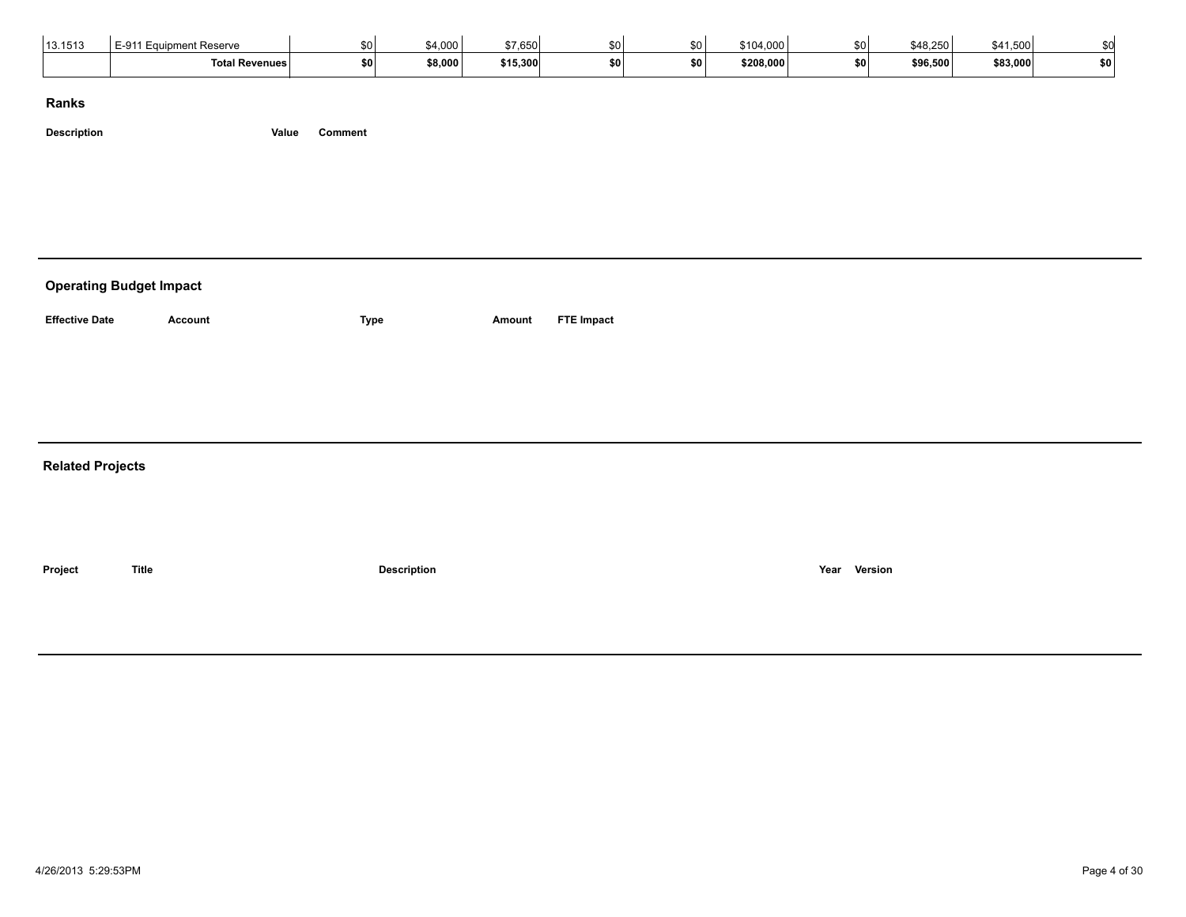| 13.1513 | E-911 Equipment Reserve | $0 | $4,000 | $7,650 | $0 | $0 | $104,000 | $0 | $48,250 | $41,500 | $0 |
|---|---|---|---|---|---|---|---|---|---|---|---|
| | **Total Revenues** | **$0** | **$8,000** | **$15,300** | **$0** | **$0** | **$208,000** | **$0** | **$96,500** | **$83,000** | **$0** |

## Ranks

| Description | Value | Comment |
|---|---|---|

## Operating Budget Impact

| Effective Date | Account | Type | Amount | FTE Impact |
|---|---|---|---|---|

## Related Projects

| Project | Title | Description | Year | Version |
|---|---|---|---|---|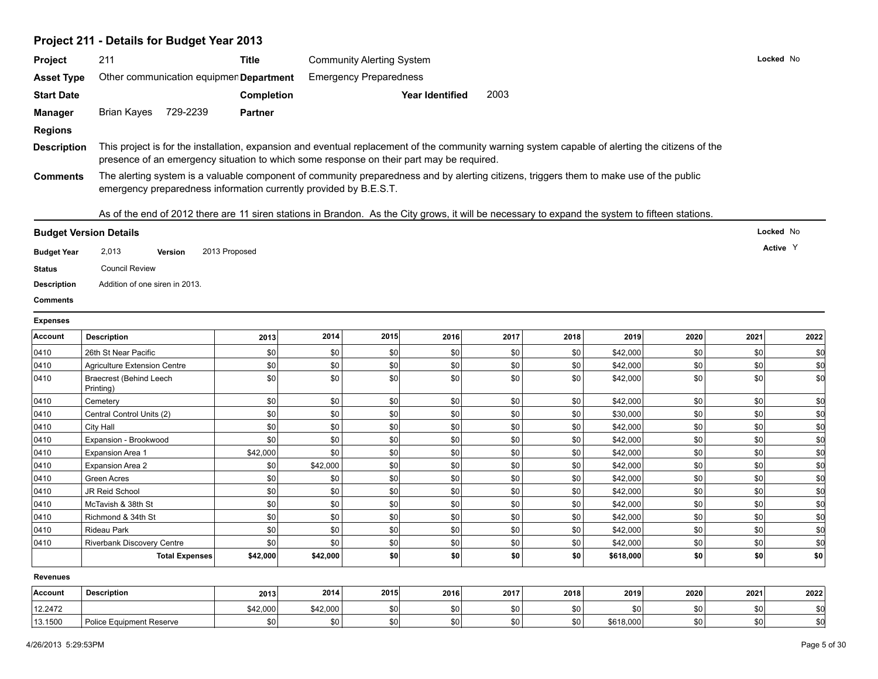# Project 211 - Details for Budget Year 2013

| | | | | |
|---|---|---|---|---|
| **Project** | 211 | **Title** | Community Alerting System | **Locked** No |
| **Asset Type** | Other communication equipmen | **Department** | Emergency Preparedness | |
| **Start Date** | | **Completion** | **Year Identified** 2003 | |
| **Manager** | Brian Kayes 729-2239 | **Partner** | | |
| **Regions** | | | | |

**Description** This project is for the installation, expansion and eventual replacement of the community warning system capable of alerting the citizens of the presence of an emergency situation to which some response on their part may be required.

**Comments** The alerting system is a valuable component of community preparedness and by alerting citizens, triggers them to make use of the public emergency preparedness information currently provided by B.E.S.T.

As of the end of 2012 there are 11 siren stations in Brandon. As the City grows, it will be necessary to expand the system to fifteen stations.

## Budget Version Details

**Locked** No

**Active** Y

**Budget Year** 2,013 **Version** 2013 Proposed

**Status** Council Review

**Description** Addition of one siren in 2013.

**Comments**

**Expenses**

| Account | Description | 2013 | 2014 | 2015 | 2016 | 2017 | 2018 | 2019 | 2020 | 2021 | 2022 |
|---|---|---|---|---|---|---|---|---|---|---|---|
| 0410 | 26th St Near Pacific | $0 | $0 | $0 | $0 | $0 | $0 | $42,000 | $0 | $0 | $0 |
| 0410 | Agriculture Extension Centre | $0 | $0 | $0 | $0 | $0 | $0 | $42,000 | $0 | $0 | $0 |
| 0410 | Braecrest (Behind Leech Printing) | $0 | $0 | $0 | $0 | $0 | $0 | $42,000 | $0 | $0 | $0 |
| 0410 | Cemetery | $0 | $0 | $0 | $0 | $0 | $0 | $42,000 | $0 | $0 | $0 |
| 0410 | Central Control Units (2) | $0 | $0 | $0 | $0 | $0 | $0 | $30,000 | $0 | $0 | $0 |
| 0410 | City Hall | $0 | $0 | $0 | $0 | $0 | $0 | $42,000 | $0 | $0 | $0 |
| 0410 | Expansion - Brookwood | $0 | $0 | $0 | $0 | $0 | $0 | $42,000 | $0 | $0 | $0 |
| 0410 | Expansion Area 1 | $42,000 | $0 | $0 | $0 | $0 | $0 | $42,000 | $0 | $0 | $0 |
| 0410 | Expansion Area 2 | $0 | $42,000 | $0 | $0 | $0 | $0 | $42,000 | $0 | $0 | $0 |
| 0410 | Green Acres | $0 | $0 | $0 | $0 | $0 | $0 | $42,000 | $0 | $0 | $0 |
| 0410 | JR Reid School | $0 | $0 | $0 | $0 | $0 | $0 | $42,000 | $0 | $0 | $0 |
| 0410 | McTavish & 38th St | $0 | $0 | $0 | $0 | $0 | $0 | $42,000 | $0 | $0 | $0 |
| 0410 | Richmond & 34th St | $0 | $0 | $0 | $0 | $0 | $0 | $42,000 | $0 | $0 | $0 |
| 0410 | Rideau Park | $0 | $0 | $0 | $0 | $0 | $0 | $42,000 | $0 | $0 | $0 |
| 0410 | Riverbank Discovery Centre | $0 | $0 | $0 | $0 | $0 | $0 | $42,000 | $0 | $0 | $0 |
| | **Total Expenses** | **$42,000** | **$42,000** | **$0** | **$0** | **$0** | **$0** | **$618,000** | **$0** | **$0** | **$0** |

**Revenues**

| Account | Description | 2013 | 2014 | 2015 | 2016 | 2017 | 2018 | 2019 | 2020 | 2021 | 2022 |
|---|---|---|---|---|---|---|---|---|---|---|---|
| 12.2472 | | $42,000 | $42,000 | $0 | $0 | $0 | $0 | $0 | $0 | $0 | $0 |
| 13.1500 | Police Equipment Reserve | $0 | $0 | $0 | $0 | $0 | $0 | $618,000 | $0 | $0 | $0 |

4/26/2013 5:29:53PM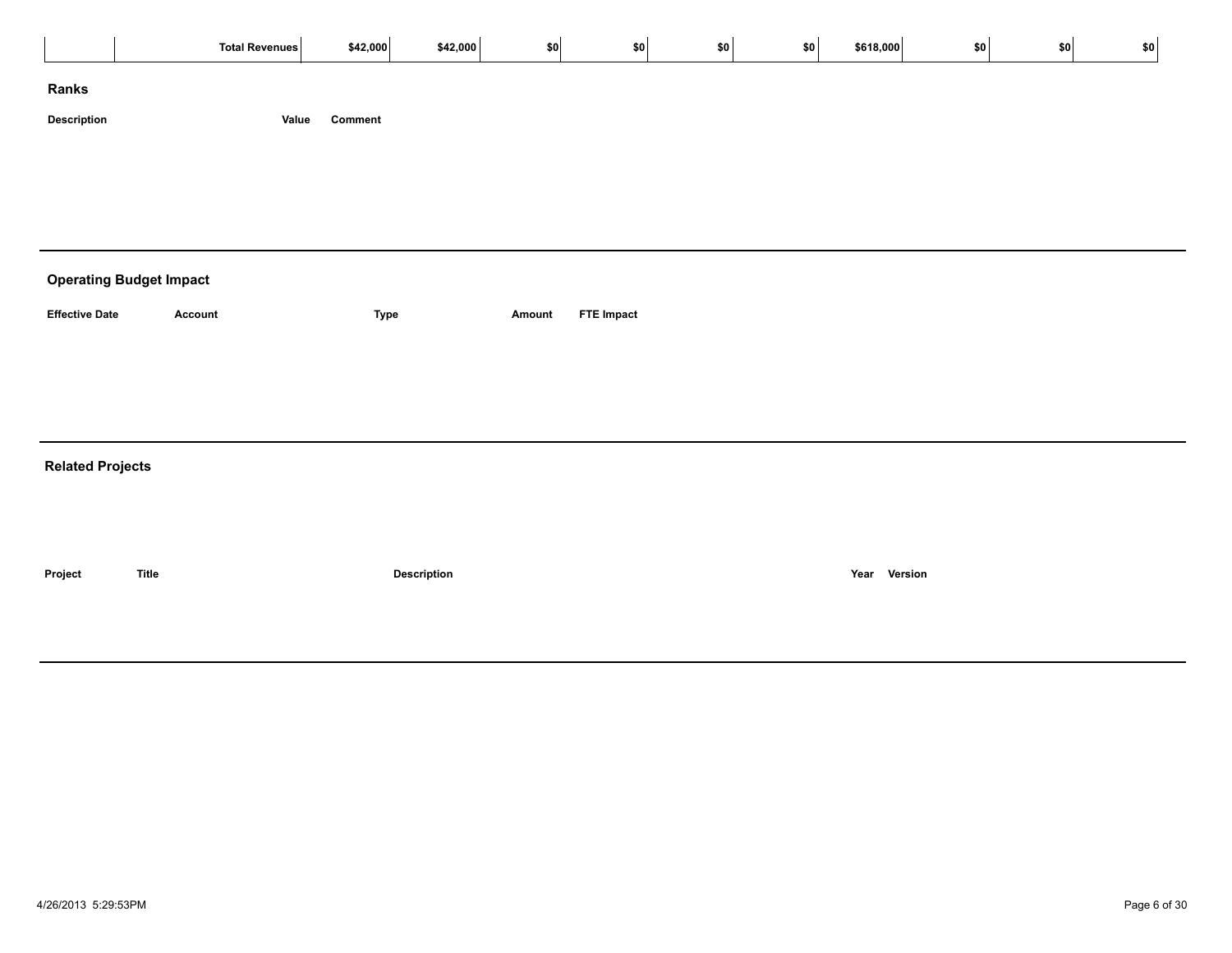| | Total Revenues | $42,000 | $42,000 | $0 | $0 | $0 | $0 | $618,000 | $0 | $0 | $0 |
|---|---|---|---|---|---|---|---|---|---|---|---|

## Ranks

| Description | Value | Comment |
|---|---|---|

## Operating Budget Impact

| Effective Date | Account | Type | Amount | FTE Impact |
|---|---|---|---|---|

## Related Projects

| Project | Title | Description | Year | Version |
|---|---|---|---|---|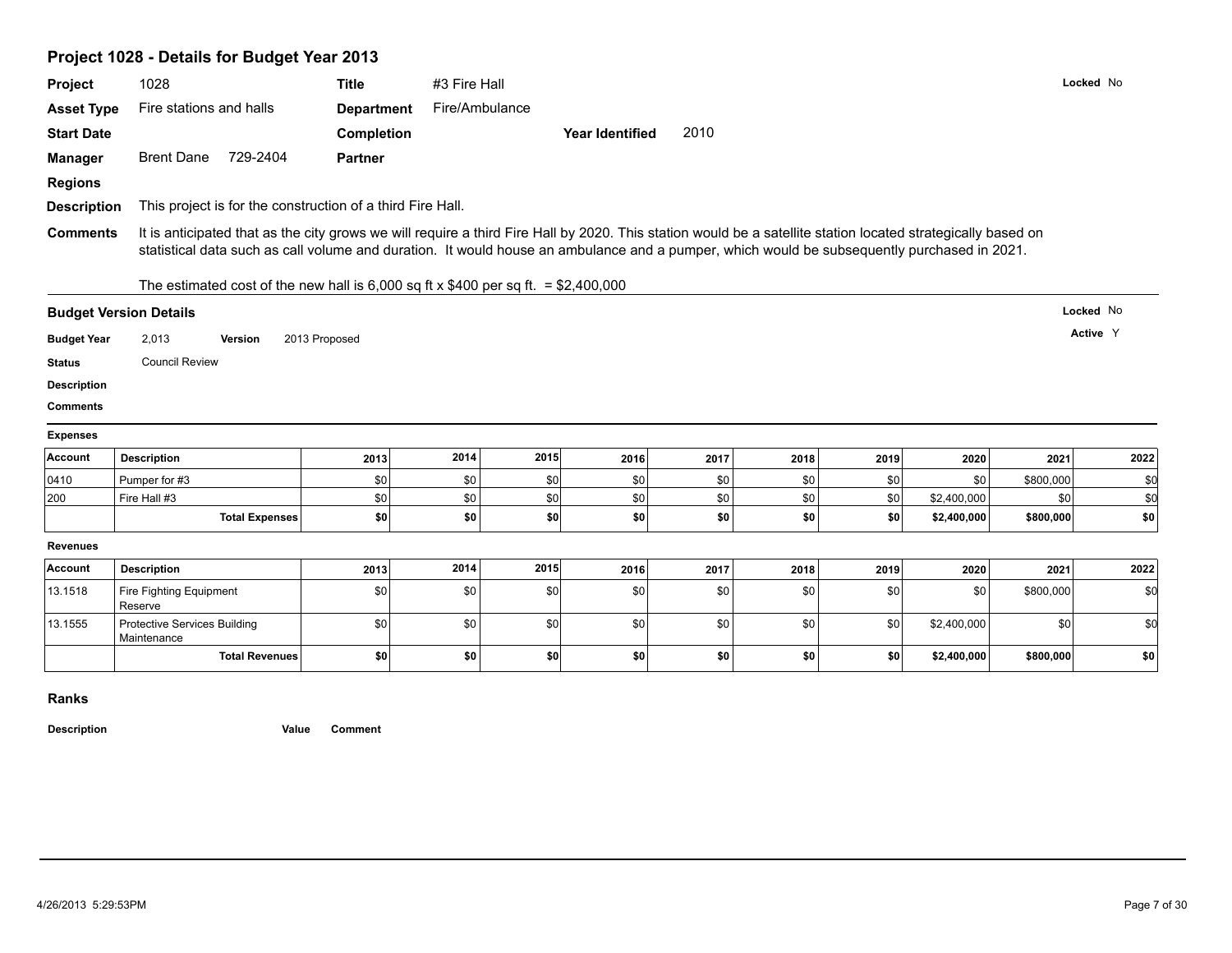## Project 1028 - Details for Budget Year 2013

**Project** 1028 **Title** #3 Fire Hall **Locked** No

**Asset Type** Fire stations and halls **Department** Fire/Ambulance

**Start Date** **Completion** **Year Identified** 2010

**Manager** Brent Dane 729-2404 **Partner**

**Regions**

**Description** This project is for the construction of a third Fire Hall.

**Comments** It is anticipated that as the city grows we will require a third Fire Hall by 2020. This station would be a satellite station located strategically based on statistical data such as call volume and duration. It would house an ambulance and a pumper, which would be subsequently purchased in 2021.

The estimated cost of the new hall is 6,000 sq ft x $400 per sq ft. = $2,400,000

### Budget Version Details

**Locked** No

**Active** Y

**Budget Year** 2,013 **Version** 2013 Proposed

**Status** Council Review

**Description**

**Comments**

**Expenses**

| Account | Description | 2013 | 2014 | 2015 | 2016 | 2017 | 2018 | 2019 | 2020 | 2021 | 2022 |
|---|---|---|---|---|---|---|---|---|---|---|---|
| 0410 | Pumper for #3 | $0 | $0 | $0 | $0 | $0 | $0 | $0 | $0 | $800,000 | $0 |
| 200 | Fire Hall #3 | $0 | $0 | $0 | $0 | $0 | $0 | $0 | $2,400,000 | $0 | $0 |
| | **Total Expenses** | **$0** | **$0** | **$0** | **$0** | **$0** | **$0** | **$0** | **$2,400,000** | **$800,000** | **$0** |

**Revenues**

| Account | Description | 2013 | 2014 | 2015 | 2016 | 2017 | 2018 | 2019 | 2020 | 2021 | 2022 |
|---|---|---|---|---|---|---|---|---|---|---|---|
| 13.1518 | Fire Fighting Equipment Reserve | $0 | $0 | $0 | $0 | $0 | $0 | $0 | $0 | $800,000 | $0 |
| 13.1555 | Protective Services Building Maintenance | $0 | $0 | $0 | $0 | $0 | $0 | $0 | $2,400,000 | $0 | $0 |
| | **Total Revenues** | **$0** | **$0** | **$0** | **$0** | **$0** | **$0** | **$0** | **$2,400,000** | **$800,000** | **$0** |

### Ranks

| Description | Value | Comment |
|---|---|---|

4/26/2013 5:29:53PM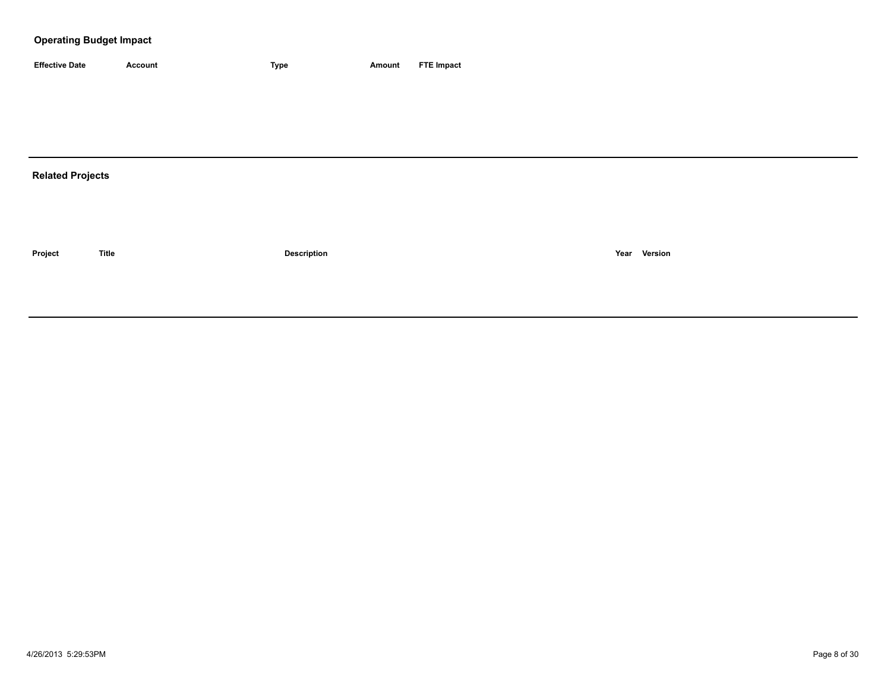## Operating Budget Impact

| Effective Date | Account | Type | Amount | FTE Impact |
|---|---|---|---|---|

---

## Related Projects

| Project | Title | Description | Year | Version |
|---|---|---|---|---|

---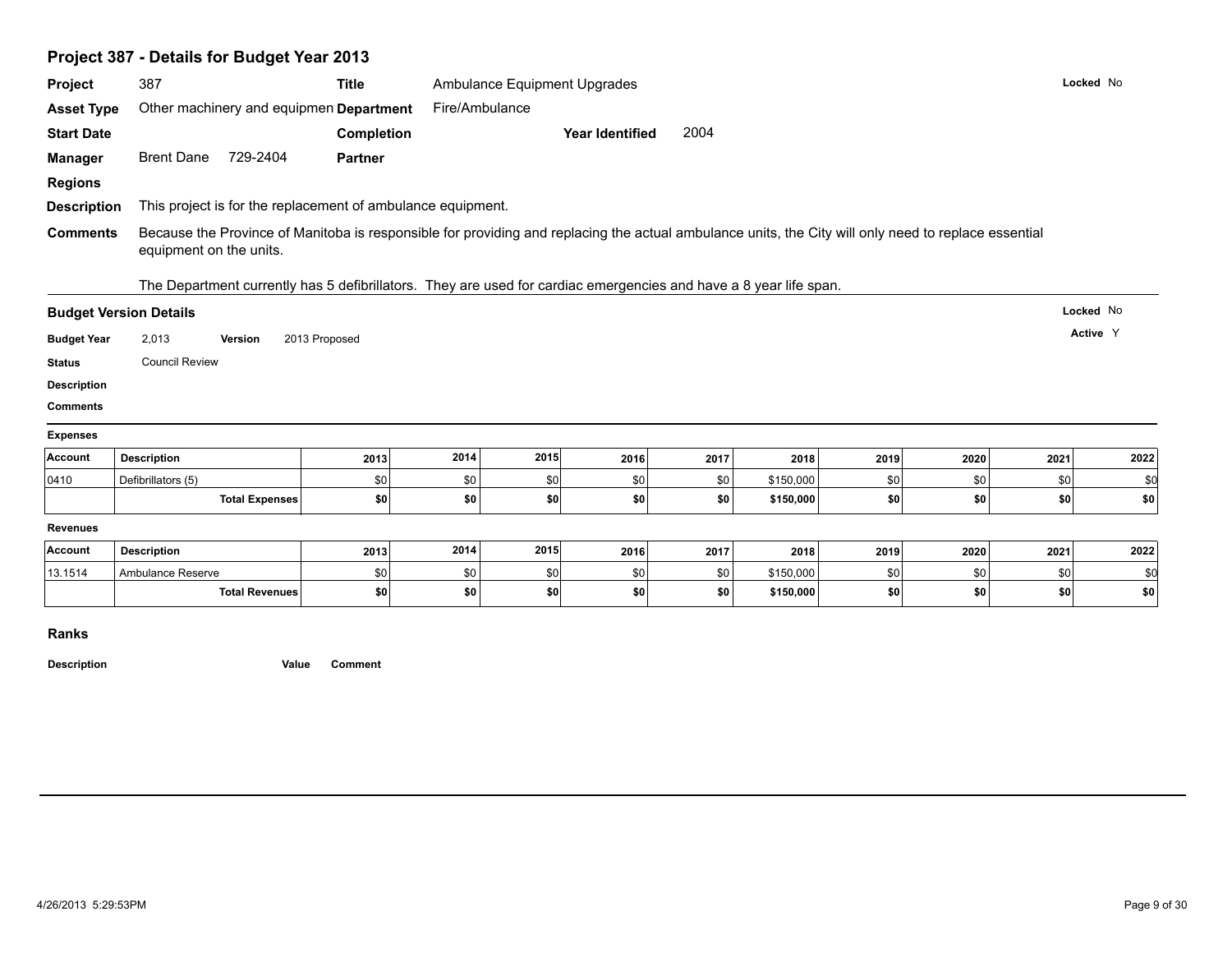## Project 387 - Details for Budget Year 2013

**Project** 387 **Title** Ambulance Equipment Upgrades **Locked** No

**Asset Type** Other machinery and equipmen **Department** Fire/Ambulance

**Start Date** **Completion** **Year Identified** 2004

**Manager** Brent Dane 729-2404 **Partner**

**Regions**

**Description** This project is for the replacement of ambulance equipment.

**Comments** Because the Province of Manitoba is responsible for providing and replacing the actual ambulance units, the City will only need to replace essential equipment on the units.

The Department currently has 5 defibrillators. They are used for cardiac emergencies and have a 8 year life span.

### Budget Version Details

**Locked** No

**Active** Y

**Budget Year** 2,013 **Version** 2013 Proposed

**Status** Council Review

**Description**

**Comments**

**Expenses**

| Account | Description | 2013 | 2014 | 2015 | 2016 | 2017 | 2018 | 2019 | 2020 | 2021 | 2022 |
|---|---|---|---|---|---|---|---|---|---|---|---|
| 0410 | Defibrillators (5) | $0 | $0 | $0 | $0 | $0 | $150,000 | $0 | $0 | $0 | $0 |
| | **Total Expenses** | **$0** | **$0** | **$0** | **$0** | **$0** | **$150,000** | **$0** | **$0** | **$0** | **$0** |

**Revenues**

| Account | Description | 2013 | 2014 | 2015 | 2016 | 2017 | 2018 | 2019 | 2020 | 2021 | 2022 |
|---|---|---|---|---|---|---|---|---|---|---|---|
| 13.1514 | Ambulance Reserve | $0 | $0 | $0 | $0 | $0 | $150,000 | $0 | $0 | $0 | $0 |
| | **Total Revenues** | **$0** | **$0** | **$0** | **$0** | **$0** | **$150,000** | **$0** | **$0** | **$0** | **$0** |

### Ranks

**Description** **Value** **Comment**

4/26/2013 5:29:53PM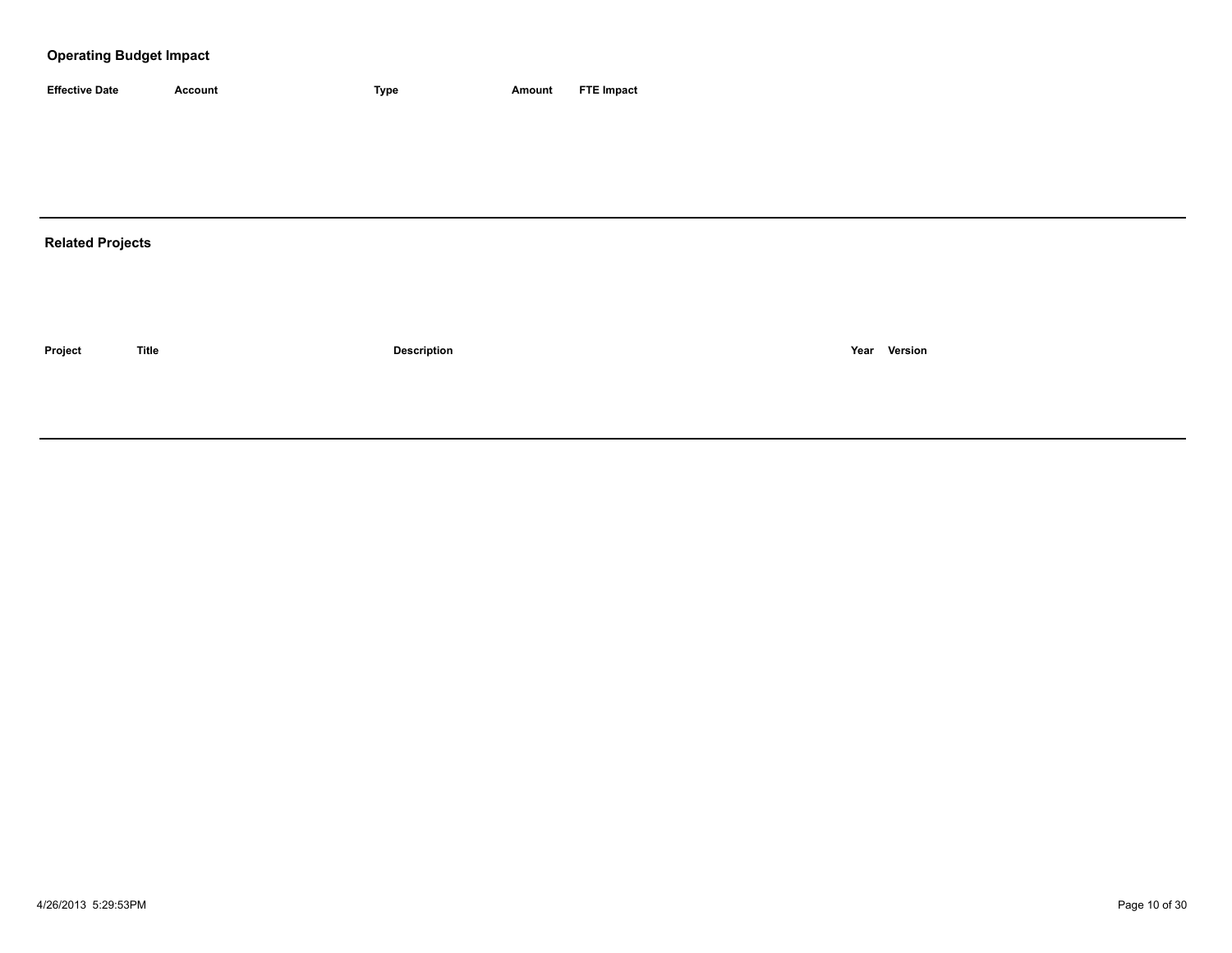## Operating Budget Impact

| Effective Date | Account | Type | Amount | FTE Impact |
| --- | --- | --- | --- | --- |

## Related Projects

| Project | Title | Description | Year | Version |
| --- | --- | --- | --- | --- |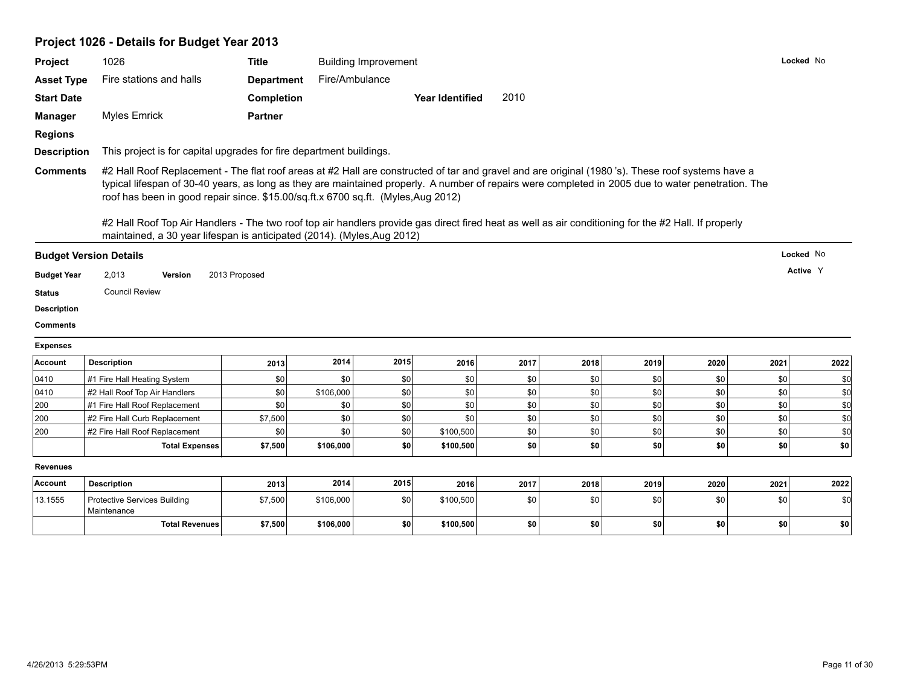## Project 1026 - Details for Budget Year 2013

| | | | | | |
|---|---|---|---|---|---|
| **Project** | 1026 | **Title** | Building Improvement | | **Locked** No |
| **Asset Type** | Fire stations and halls | **Department** | Fire/Ambulance | | |
| **Start Date** | | **Completion** | | **Year Identified** 2010 | |
| **Manager** | Myles Emrick | **Partner** | | | |
| **Regions** | | | | | |

**Description** This project is for capital upgrades for fire department buildings.

**Comments** #2 Hall Roof Replacement - The flat roof areas at #2 Hall are constructed of tar and gravel and are original (1980 's). These roof systems have a typical lifespan of 30-40 years, as long as they are maintained properly. A number of repairs were completed in 2005 due to water penetration. The roof has been in good repair since. $15.00/sq.ft.x 6700 sq.ft. (Myles,Aug 2012)

#2 Hall Roof Top Air Handlers - The two roof top air handlers provide gas direct fired heat as well as air conditioning for the #2 Hall. If properly maintained, a 30 year lifespan is anticipated (2014). (Myles,Aug 2012)

### Budget Version Details

**Locked** No

**Active** Y

**Budget Year** 2,013 **Version** 2013 Proposed

**Status** Council Review

**Description**

**Comments**

**Expenses**

| Account | Description | 2013 | 2014 | 2015 | 2016 | 2017 | 2018 | 2019 | 2020 | 2021 | 2022 |
|---|---|---|---|---|---|---|---|---|---|---|---|
| 0410 | #1 Fire Hall Heating System | $0 | $0 | $0 | $0 | $0 | $0 | $0 | $0 | $0 | $0 |
| 0410 | #2 Hall Roof Top Air Handlers | $0 | $106,000 | $0 | $0 | $0 | $0 | $0 | $0 | $0 | $0 |
| 200 | #1 Fire Hall Roof Replacement | $0 | $0 | $0 | $0 | $0 | $0 | $0 | $0 | $0 | $0 |
| 200 | #2 Fire Hall Curb Replacement | $7,500 | $0 | $0 | $0 | $0 | $0 | $0 | $0 | $0 | $0 |
| 200 | #2 Fire Hall Roof Replacement | $0 | $0 | $0 | $100,500 | $0 | $0 | $0 | $0 | $0 | $0 |
| | **Total Expenses** | **$7,500** | **$106,000** | **$0** | **$100,500** | **$0** | **$0** | **$0** | **$0** | **$0** | **$0** |

**Revenues**

| Account | Description | 2013 | 2014 | 2015 | 2016 | 2017 | 2018 | 2019 | 2020 | 2021 | 2022 |
|---|---|---|---|---|---|---|---|---|---|---|---|
| 13.1555 | Protective Services Building Maintenance | $7,500 | $106,000 | $0 | $100,500 | $0 | $0 | $0 | $0 | $0 | $0 |
| | **Total Revenues** | **$7,500** | **$106,000** | **$0** | **$100,500** | **$0** | **$0** | **$0** | **$0** | **$0** | **$0** |

4/26/2013 5:29:53PM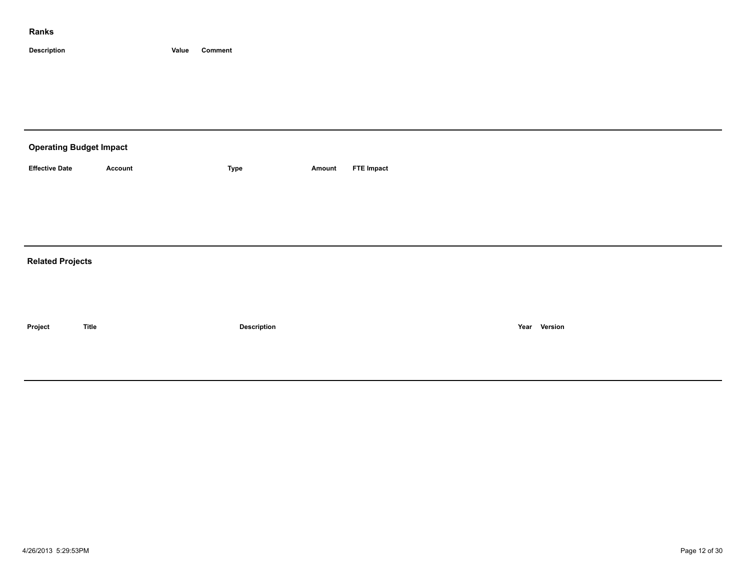## Ranks

| Description | Value | Comment |
|---|---|---|

---

## Operating Budget Impact

| Effective Date | Account | Type | Amount | FTE Impact |
|---|---|---|---|---|

---

## Related Projects

| Project | Title | Description | Year | Version |
|---|---|---|---|---|

---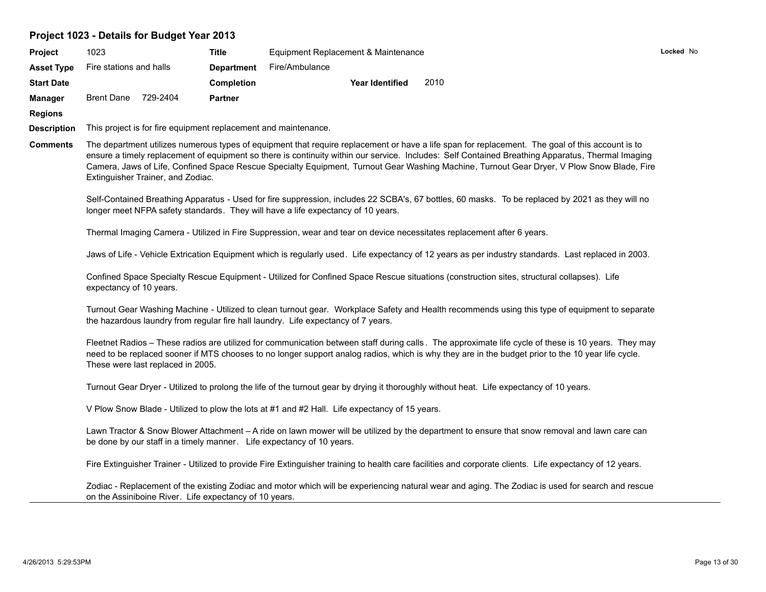## Project 1023 - Details for Budget Year 2013

| | | | | | | |
|---|---|---|---|---|---|---|
| **Project** | 1023 | **Title** | Equipment Replacement & Maintenance | | | **Locked** No |
| **Asset Type** | Fire stations and halls | **Department** | Fire/Ambulance | | | |
| **Start Date** | | **Completion** | | **Year Identified** | 2010 | |
| **Manager** | Brent Dane 729-2404 | **Partner** | | | | |
| **Regions** | | | | | | |

**Description** This project is for fire equipment replacement and maintenance.

**Comments** The department utilizes numerous types of equipment that require replacement or have a life span for replacement. The goal of this account is to ensure a timely replacement of equipment so there is continuity within our service. Includes: Self Contained Breathing Apparatus, Thermal Imaging Camera, Jaws of Life, Confined Space Rescue Specialty Equipment, Turnout Gear Washing Machine, Turnout Gear Dryer, V Plow Snow Blade, Fire Extinguisher Trainer, and Zodiac.

Self-Contained Breathing Apparatus - Used for fire suppression, includes 22 SCBA's, 67 bottles, 60 masks. To be replaced by 2021 as they will no longer meet NFPA safety standards. They will have a life expectancy of 10 years.

Thermal Imaging Camera - Utilized in Fire Suppression, wear and tear on device necessitates replacement after 6 years.

Jaws of Life - Vehicle Extrication Equipment which is regularly used. Life expectancy of 12 years as per industry standards. Last replaced in 2003.

Confined Space Specialty Rescue Equipment - Utilized for Confined Space Rescue situations (construction sites, structural collapses). Life expectancy of 10 years.

Turnout Gear Washing Machine - Utilized to clean turnout gear. Workplace Safety and Health recommends using this type of equipment to separate the hazardous laundry from regular fire hall laundry. Life expectancy of 7 years.

Fleetnet Radios – These radios are utilized for communication between staff during calls. The approximate life cycle of these is 10 years. They may need to be replaced sooner if MTS chooses to no longer support analog radios, which is why they are in the budget prior to the 10 year life cycle. These were last replaced in 2005.

Turnout Gear Dryer - Utilized to prolong the life of the turnout gear by drying it thoroughly without heat. Life expectancy of 10 years.

V Plow Snow Blade - Utilized to plow the lots at #1 and #2 Hall. Life expectancy of 15 years.

Lawn Tractor & Snow Blower Attachment – A ride on lawn mower will be utilized by the department to ensure that snow removal and lawn care can be done by our staff in a timely manner. Life expectancy of 10 years.

Fire Extinguisher Trainer - Utilized to provide Fire Extinguisher training to health care facilities and corporate clients. Life expectancy of 12 years.

Zodiac - Replacement of the existing Zodiac and motor which will be experiencing natural wear and aging. The Zodiac is used for search and rescue on the Assiniboine River. Life expectancy of 10 years.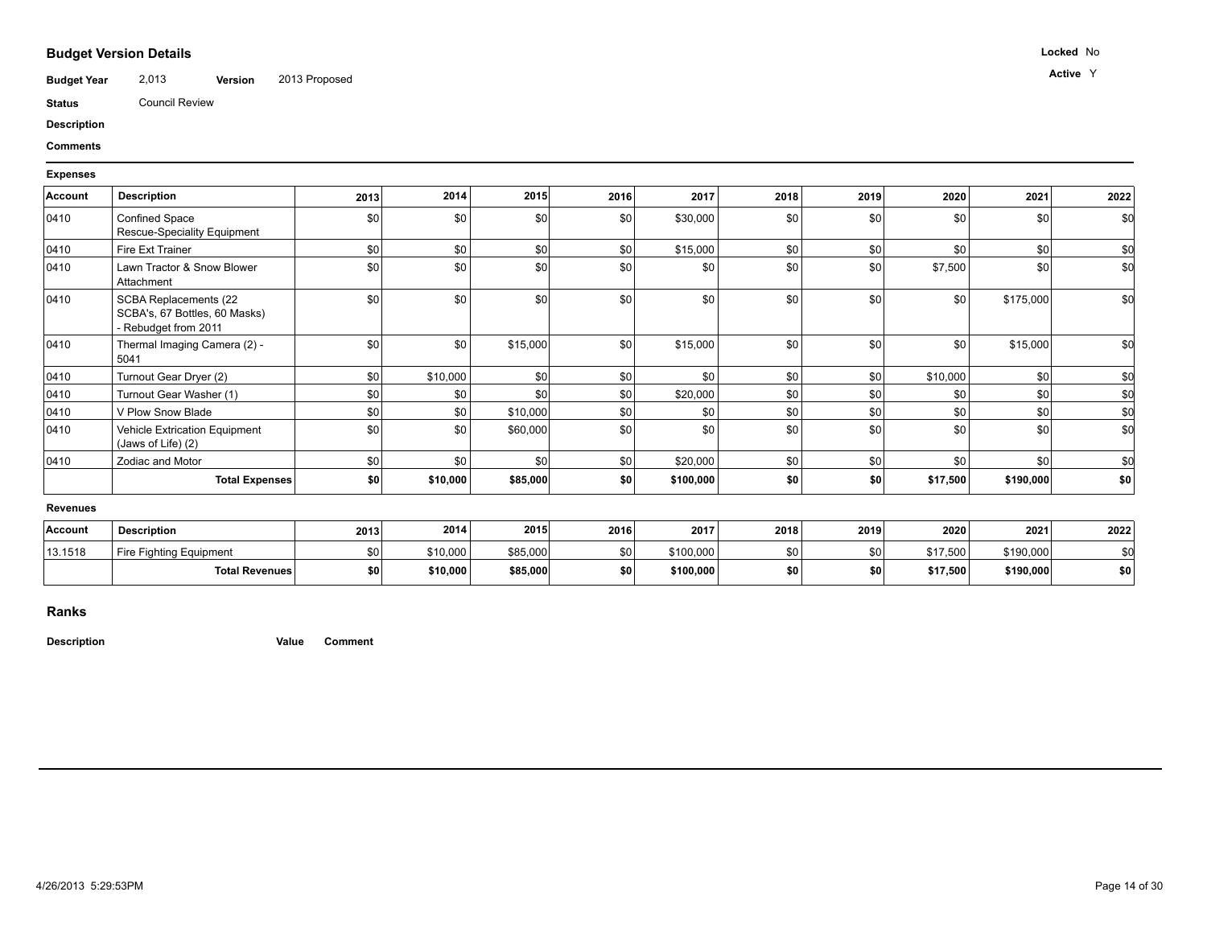## Budget Version Details

**Budget Year** 2,013 **Version** 2013 Proposed

**Locked** No

**Active** Y

**Status** Council Review

**Description**

**Comments**

**Expenses**

| Account | Description | 2013 | 2014 | 2015 | 2016 | 2017 | 2018 | 2019 | 2020 | 2021 | 2022 |
|---|---|---|---|---|---|---|---|---|---|---|---|
| 0410 | Confined Space Rescue-Speciality Equipment | $0 | $0 | $0 | $0 | $30,000 | $0 | $0 | $0 | $0 | $0 |
| 0410 | Fire Ext Trainer | $0 | $0 | $0 | $0 | $15,000 | $0 | $0 | $0 | $0 | $0 |
| 0410 | Lawn Tractor & Snow Blower Attachment | $0 | $0 | $0 | $0 | $0 | $0 | $0 | $7,500 | $0 | $0 |
| 0410 | SCBA Replacements (22 SCBA's, 67 Bottles, 60 Masks) - Rebudget from 2011 | $0 | $0 | $0 | $0 | $0 | $0 | $0 | $0 | $175,000 | $0 |
| 0410 | Thermal Imaging Camera (2) - 5041 | $0 | $0 | $15,000 | $0 | $15,000 | $0 | $0 | $0 | $15,000 | $0 |
| 0410 | Turnout Gear Dryer (2) | $0 | $10,000 | $0 | $0 | $0 | $0 | $0 | $10,000 | $0 | $0 |
| 0410 | Turnout Gear Washer (1) | $0 | $0 | $0 | $0 | $20,000 | $0 | $0 | $0 | $0 | $0 |
| 0410 | V Plow Snow Blade | $0 | $0 | $10,000 | $0 | $0 | $0 | $0 | $0 | $0 | $0 |
| 0410 | Vehicle Extrication Equipment (Jaws of Life) (2) | $0 | $0 | $60,000 | $0 | $0 | $0 | $0 | $0 | $0 | $0 |
| 0410 | Zodiac and Motor | $0 | $0 | $0 | $0 | $20,000 | $0 | $0 | $0 | $0 | $0 |
| | **Total Expenses** | **$0** | **$10,000** | **$85,000** | **$0** | **$100,000** | **$0** | **$0** | **$17,500** | **$190,000** | **$0** |

**Revenues**

| Account | Description | 2013 | 2014 | 2015 | 2016 | 2017 | 2018 | 2019 | 2020 | 2021 | 2022 |
|---|---|---|---|---|---|---|---|---|---|---|---|
| 13.1518 | Fire Fighting Equipment | $0 | $10,000 | $85,000 | $0 | $100,000 | $0 | $0 | $17,500 | $190,000 | $0 |
| | **Total Revenues** | **$0** | **$10,000** | **$85,000** | **$0** | **$100,000** | **$0** | **$0** | **$17,500** | **$190,000** | **$0** |

## Ranks

| Description | Value | Comment |
|---|---|---|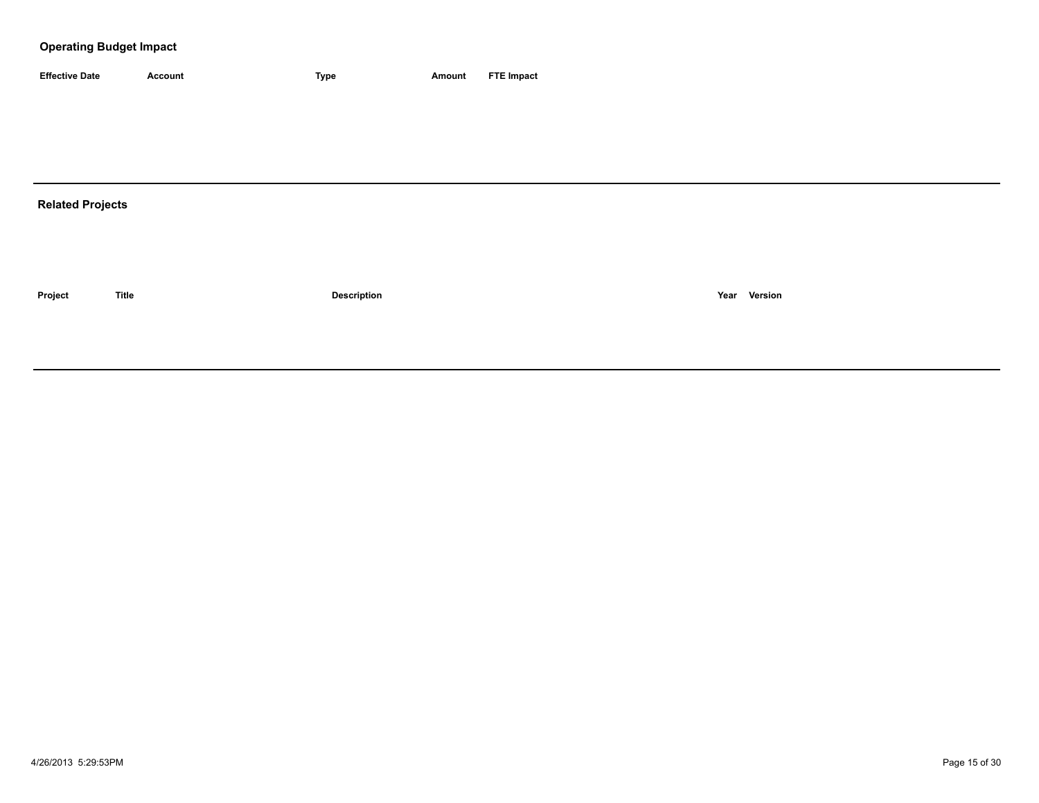## Operating Budget Impact

| Effective Date | Account | Type | Amount | FTE Impact |
|---|---|---|---|---|

## Related Projects

| Project | Title | Description | Year | Version |
|---|---|---|---|---|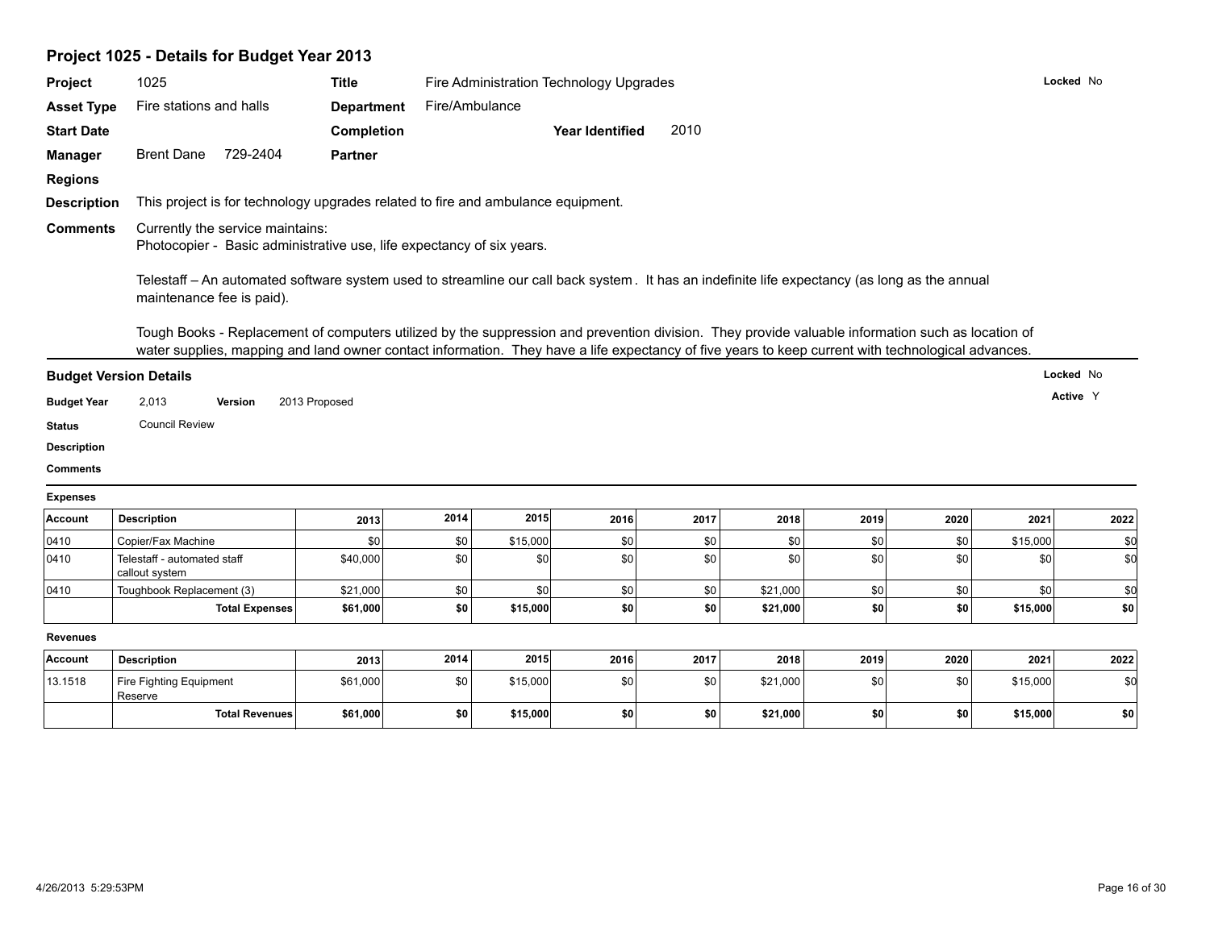## Project 1025 - Details for Budget Year 2013

| | | | | | |
|---|---|---|---|---|---|
| **Project** | 1025 | **Title** | Fire Administration Technology Upgrades | | **Locked** No |
| **Asset Type** | Fire stations and halls | **Department** | Fire/Ambulance | | |
| **Start Date** | | **Completion** | | **Year Identified** 2010 | |
| **Manager** | Brent Dane 729-2404 | **Partner** | | | |
| **Regions** | | | | | |

**Description** This project is for technology upgrades related to fire and ambulance equipment.

**Comments** Currently the service maintains:
Photocopier - Basic administrative use, life expectancy of six years.

Telestaff – An automated software system used to streamline our call back system. It has an indefinite life expectancy (as long as the annual maintenance fee is paid).

Tough Books - Replacement of computers utilized by the suppression and prevention division. They provide valuable information such as location of water supplies, mapping and land owner contact information. They have a life expectancy of five years to keep current with technological advances.

### Budget Version Details

**Locked** No

**Active** Y

**Budget Year** 2,013 **Version** 2013 Proposed

**Status** Council Review

**Description**

**Comments**

**Expenses**

| Account | Description | 2013 | 2014 | 2015 | 2016 | 2017 | 2018 | 2019 | 2020 | 2021 | 2022 |
|---|---|---|---|---|---|---|---|---|---|---|---|
| 0410 | Copier/Fax Machine | $0 | $0 | $15,000 | $0 | $0 | $0 | $0 | $0 | $15,000 | $0 |
| 0410 | Telestaff - automated staff callout system | $40,000 | $0 | $0 | $0 | $0 | $0 | $0 | $0 | $0 | $0 |
| 0410 | Toughbook Replacement (3) | $21,000 | $0 | $0 | $0 | $0 | $21,000 | $0 | $0 | $0 | $0 |
| | **Total Expenses** | **$61,000** | **$0** | **$15,000** | **$0** | **$0** | **$21,000** | **$0** | **$0** | **$15,000** | **$0** |

**Revenues**

| Account | Description | 2013 | 2014 | 2015 | 2016 | 2017 | 2018 | 2019 | 2020 | 2021 | 2022 |
|---|---|---|---|---|---|---|---|---|---|---|---|
| 13.1518 | Fire Fighting Equipment Reserve | $61,000 | $0 | $15,000 | $0 | $0 | $21,000 | $0 | $0 | $15,000 | $0 |
| | **Total Revenues** | **$61,000** | **$0** | **$15,000** | **$0** | **$0** | **$21,000** | **$0** | **$0** | **$15,000** | **$0** |

4/26/2013 5:29:53PM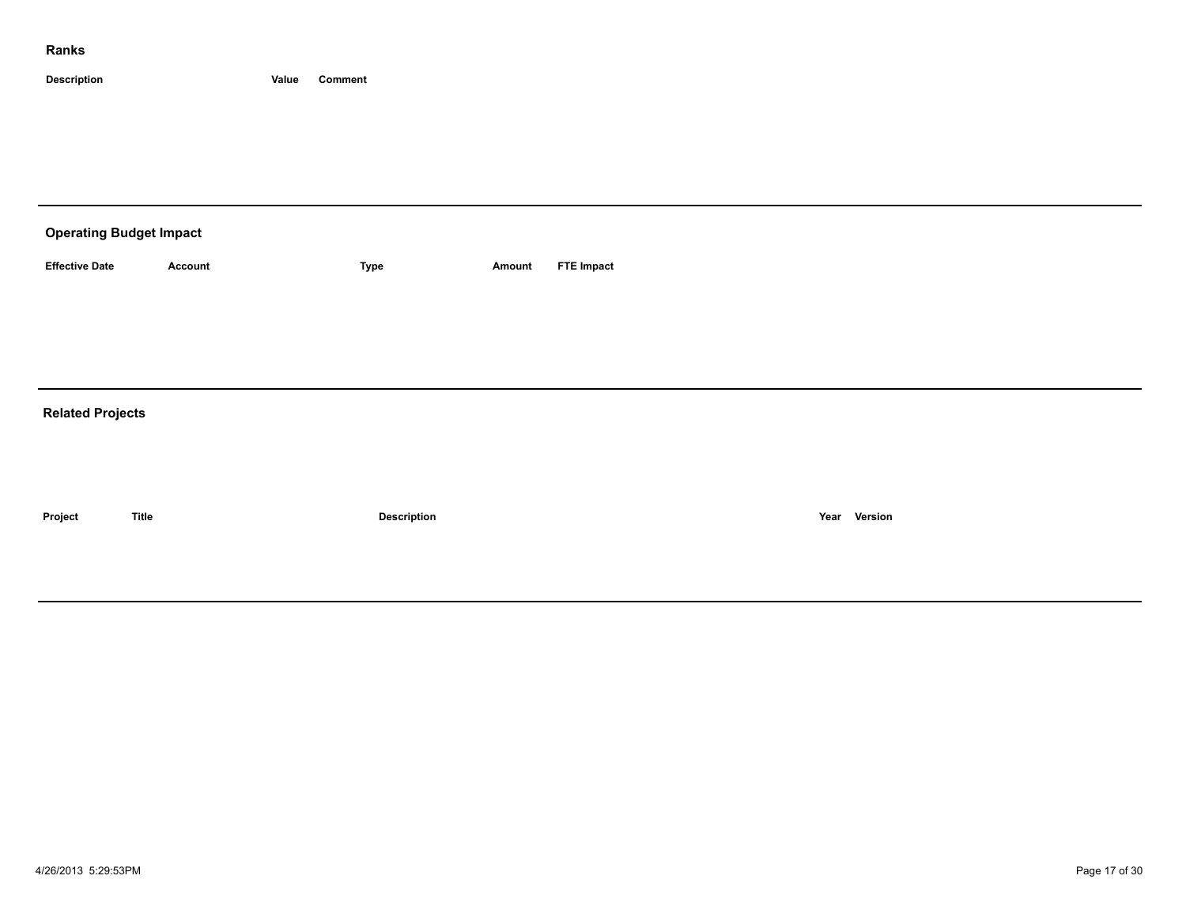## Ranks

| Description | Value | Comment |
| --- | --- | --- |

---

## Operating Budget Impact

| Effective Date | Account | Type | Amount | FTE Impact |
| --- | --- | --- | --- | --- |

---

## Related Projects

| Project | Title | Description | Year | Version |
| --- | --- | --- | --- | --- |

---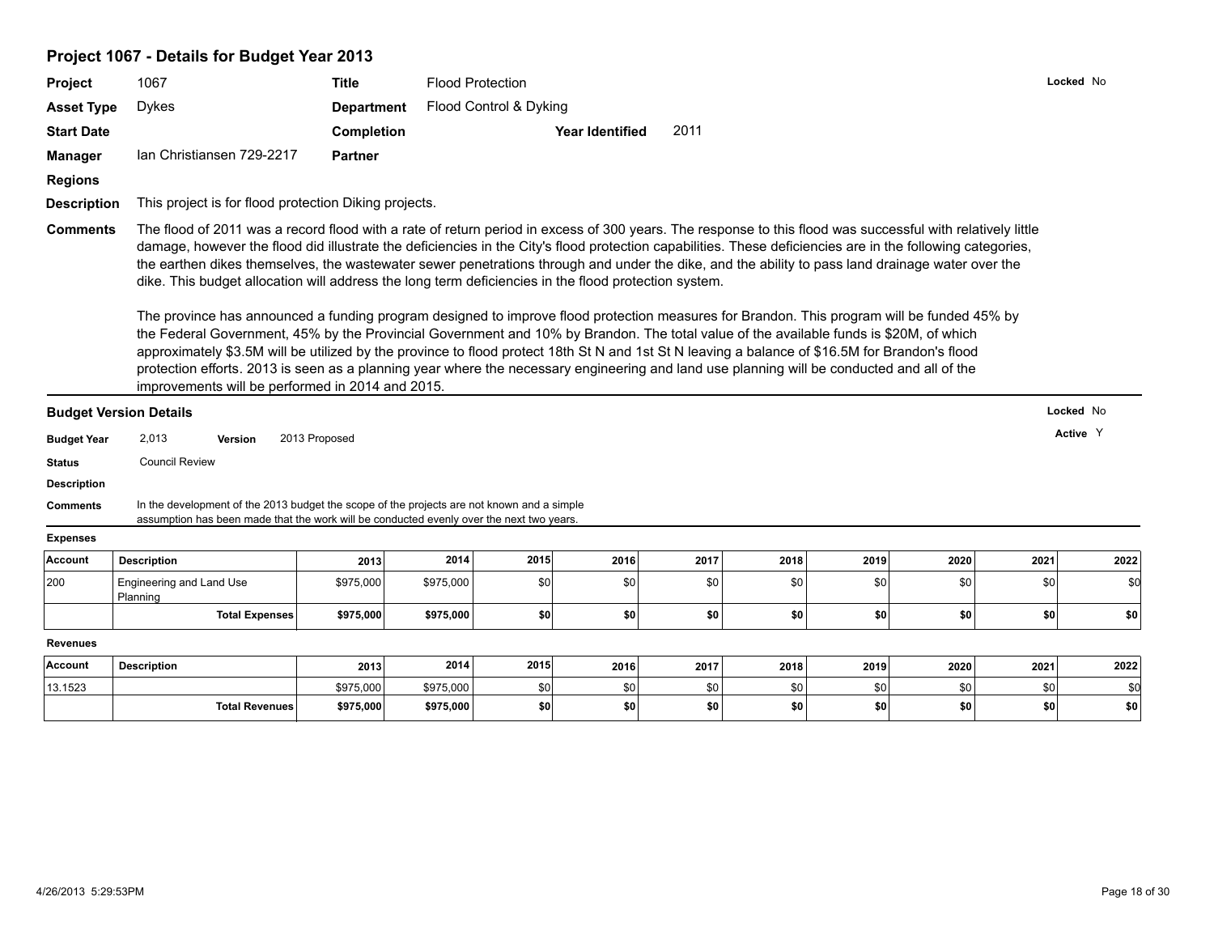## Project 1067 - Details for Budget Year 2013

**Project** 1067 **Title** Flood Protection **Locked** No

**Asset Type** Dykes **Department** Flood Control & Dyking

**Start Date** **Completion** **Year Identified** 2011

**Manager** Ian Christiansen 729-2217 **Partner**

**Regions**

**Description** This project is for flood protection Diking projects.

**Comments** The flood of 2011 was a record flood with a rate of return period in excess of 300 years. The response to this flood was successful with relatively little damage, however the flood did illustrate the deficiencies in the City's flood protection capabilities. These deficiencies are in the following categories, the earthen dikes themselves, the wastewater sewer penetrations through and under the dike, and the ability to pass land drainage water over the dike. This budget allocation will address the long term deficiencies in the flood protection system.

The province has announced a funding program designed to improve flood protection measures for Brandon. This program will be funded 45% by the Federal Government, 45% by the Provincial Government and 10% by Brandon. The total value of the available funds is $20M, of which approximately $3.5M will be utilized by the province to flood protect 18th St N and 1st St N leaving a balance of $16.5M for Brandon's flood protection efforts. 2013 is seen as a planning year where the necessary engineering and land use planning will be conducted and all of the improvements will be performed in 2014 and 2015.

### Budget Version Details

**Locked** No

**Active** Y

**Budget Year** 2,013 **Version** 2013 Proposed

**Status** Council Review

**Description**

**Comments** In the development of the 2013 budget the scope of the projects are not known and a simple assumption has been made that the work will be conducted evenly over the next two years.

**Expenses**

| Account | Description | 2013 | 2014 | 2015 | 2016 | 2017 | 2018 | 2019 | 2020 | 2021 | 2022 |
|---|---|---|---|---|---|---|---|---|---|---|---|
| 200 | Engineering and Land Use Planning | $975,000 | $975,000 | $0 | $0 | $0 | $0 | $0 | $0 | $0 | $0 |
| | **Total Expenses** | **$975,000** | **$975,000** | **$0** | **$0** | **$0** | **$0** | **$0** | **$0** | **$0** | **$0** |

**Revenues**

| Account | Description | 2013 | 2014 | 2015 | 2016 | 2017 | 2018 | 2019 | 2020 | 2021 | 2022 |
|---|---|---|---|---|---|---|---|---|---|---|---|
| 13.1523 | | $975,000 | $975,000 | $0 | $0 | $0 | $0 | $0 | $0 | $0 | $0 |
| | **Total Revenues** | **$975,000** | **$975,000** | **$0** | **$0** | **$0** | **$0** | **$0** | **$0** | **$0** | **$0** |

4/26/2013 5:29:53PM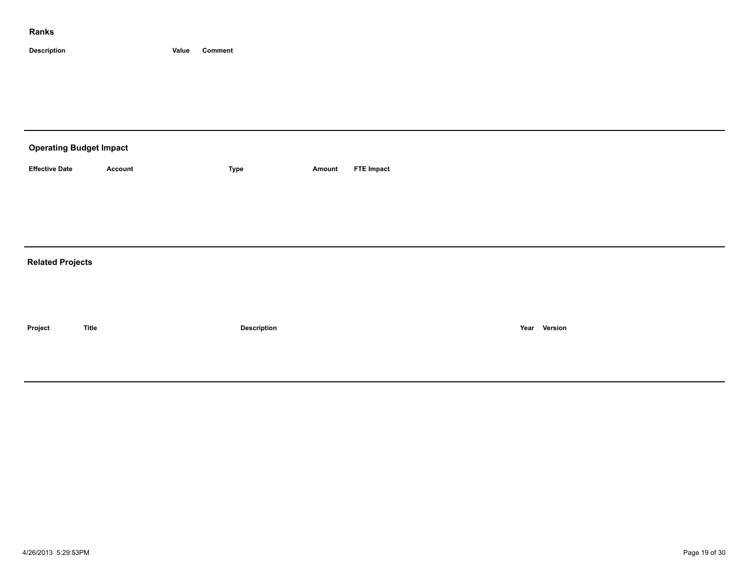## Ranks

| Description | Value | Comment |
| --- | --- | --- |

---

## Operating Budget Impact

| Effective Date | Account | Type | Amount | FTE Impact |
| --- | --- | --- | --- | --- |

---

## Related Projects

| Project | Title | Description | Year | Version |
| --- | --- | --- | --- | --- |

---

4/26/2013 5:29:53PM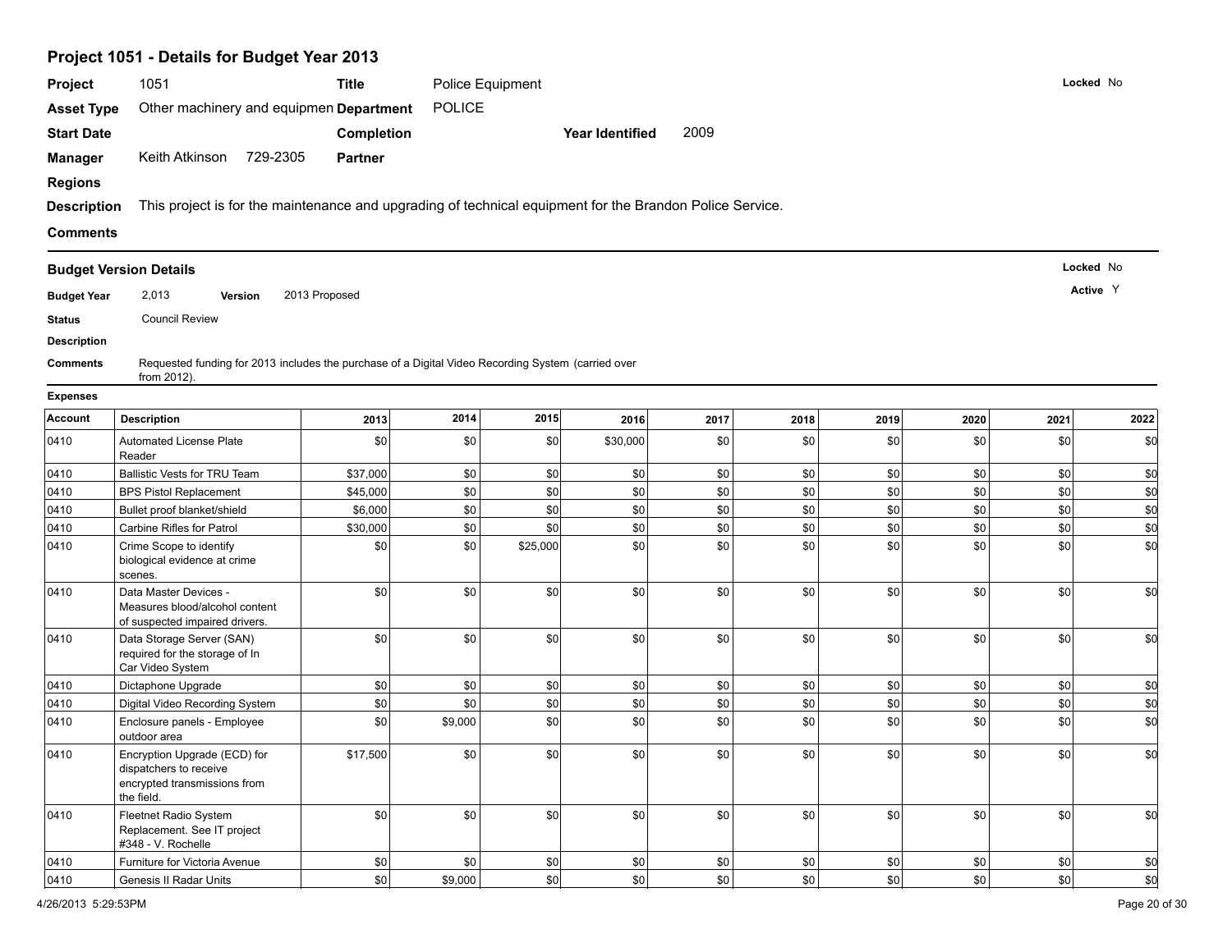## Project 1051 - Details for Budget Year 2013

**Project** 1051 **Title** Police Equipment **Locked** No

**Asset Type** Other machinery and equipmen **Department** POLICE

**Start Date** **Completion** **Year Identified** 2009

**Manager** Keith Atkinson 729-2305 **Partner**

**Regions**

**Description** This project is for the maintenance and upgrading of technical equipment for the Brandon Police Service.

**Comments**

### Budget Version Details

**Locked** No

**Active** Y

**Budget Year** 2,013 **Version** 2013 Proposed

**Status** Council Review

**Description**

**Comments** Requested funding for 2013 includes the purchase of a Digital Video Recording System (carried over from 2012).

**Expenses**

| Account | Description | 2013 | 2014 | 2015 | 2016 | 2017 | 2018 | 2019 | 2020 | 2021 | 2022 |
|---|---|---|---|---|---|---|---|---|---|---|---|
| 0410 | Automated License Plate Reader | $0 | $0 | $0 | $30,000 | $0 | $0 | $0 | $0 | $0 | $0 |
| 0410 | Ballistic Vests for TRU Team | $37,000 | $0 | $0 | $0 | $0 | $0 | $0 | $0 | $0 | $0 |
| 0410 | BPS Pistol Replacement | $45,000 | $0 | $0 | $0 | $0 | $0 | $0 | $0 | $0 | $0 |
| 0410 | Bullet proof blanket/shield | $6,000 | $0 | $0 | $0 | $0 | $0 | $0 | $0 | $0 | $0 |
| 0410 | Carbine Rifles for Patrol | $30,000 | $0 | $0 | $0 | $0 | $0 | $0 | $0 | $0 | $0 |
| 0410 | Crime Scope to identify biological evidence at crime scenes. | $0 | $0 | $25,000 | $0 | $0 | $0 | $0 | $0 | $0 | $0 |
| 0410 | Data Master Devices - Measures blood/alcohol content of suspected impaired drivers. | $0 | $0 | $0 | $0 | $0 | $0 | $0 | $0 | $0 | $0 |
| 0410 | Data Storage Server (SAN) required for the storage of In Car Video System | $0 | $0 | $0 | $0 | $0 | $0 | $0 | $0 | $0 | $0 |
| 0410 | Dictaphone Upgrade | $0 | $0 | $0 | $0 | $0 | $0 | $0 | $0 | $0 | $0 |
| 0410 | Digital Video Recording System | $0 | $0 | $0 | $0 | $0 | $0 | $0 | $0 | $0 | $0 |
| 0410 | Enclosure panels - Employee outdoor area | $0 | $9,000 | $0 | $0 | $0 | $0 | $0 | $0 | $0 | $0 |
| 0410 | Encryption Upgrade (ECD) for dispatchers to receive encrypted transmissions from the field. | $17,500 | $0 | $0 | $0 | $0 | $0 | $0 | $0 | $0 | $0 |
| 0410 | Fleetnet Radio System Replacement. See IT project #348 - V. Rochelle | $0 | $0 | $0 | $0 | $0 | $0 | $0 | $0 | $0 | $0 |
| 0410 | Furniture for Victoria Avenue | $0 | $0 | $0 | $0 | $0 | $0 | $0 | $0 | $0 | $0 |
| 0410 | Genesis II Radar Units | $0 | $9,000 | $0 | $0 | $0 | $0 | $0 | $0 | $0 | $0 |

4/26/2013 5:29:53PM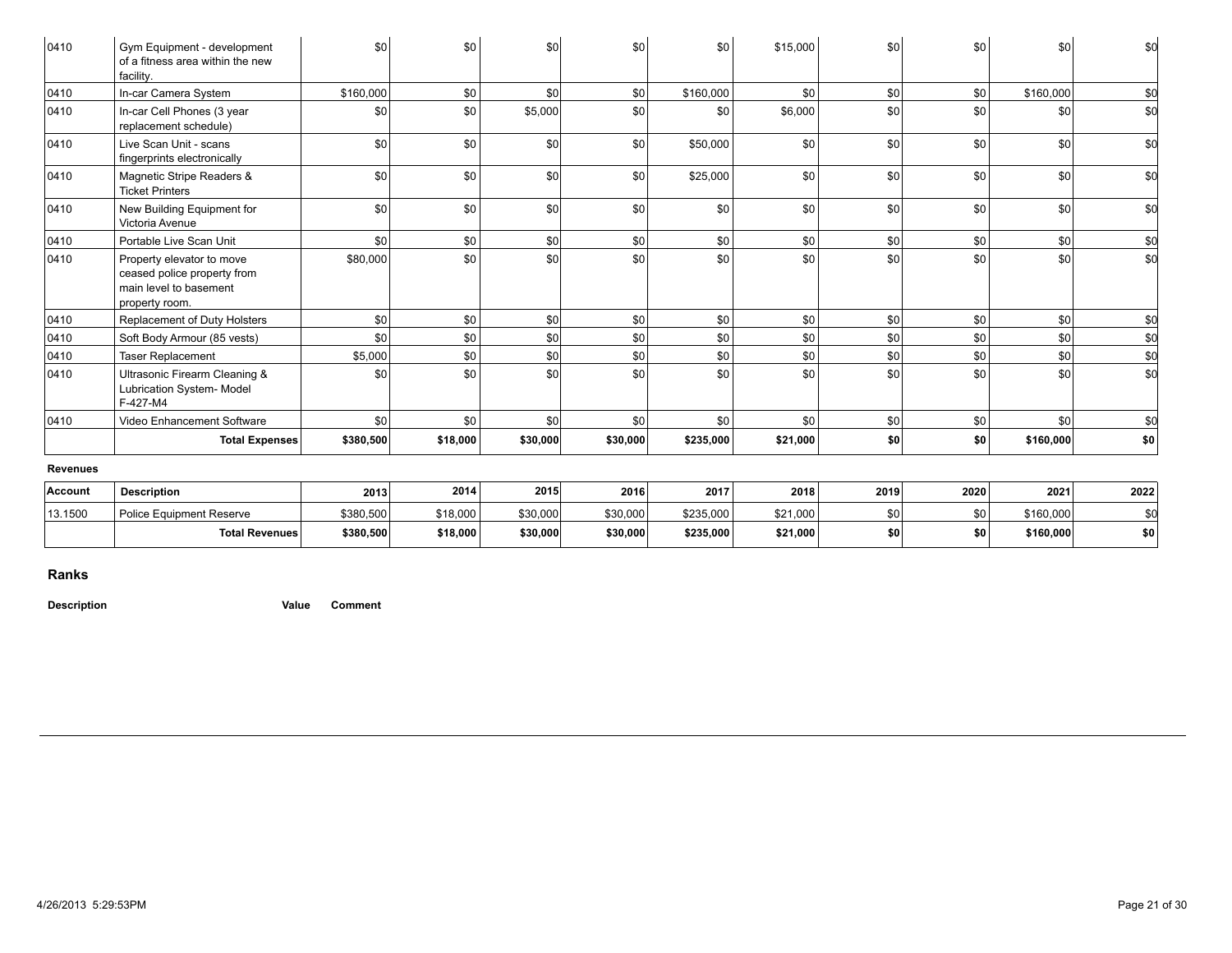| 0410 | Gym Equipment - development of a fitness area within the new facility. | $0 | $0 | $0 | $0 | $0 | $15,000 | $0 | $0 | $0 | $0 |
|---|---|---|---|---|---|---|---|---|---|---|---|
| 0410 | In-car Camera System | $160,000 | $0 | $0 | $0 | $160,000 | $0 | $0 | $0 | $160,000 | $0 |
| 0410 | In-car Cell Phones (3 year replacement schedule) | $0 | $0 | $5,000 | $0 | $0 | $6,000 | $0 | $0 | $0 | $0 |
| 0410 | Live Scan Unit - scans fingerprints electronically | $0 | $0 | $0 | $0 | $50,000 | $0 | $0 | $0 | $0 | $0 |
| 0410 | Magnetic Stripe Readers & Ticket Printers | $0 | $0 | $0 | $0 | $25,000 | $0 | $0 | $0 | $0 | $0 |
| 0410 | New Building Equipment for Victoria Avenue | $0 | $0 | $0 | $0 | $0 | $0 | $0 | $0 | $0 | $0 |
| 0410 | Portable Live Scan Unit | $0 | $0 | $0 | $0 | $0 | $0 | $0 | $0 | $0 | $0 |
| 0410 | Property elevator to move ceased police property from main level to basement property room. | $80,000 | $0 | $0 | $0 | $0 | $0 | $0 | $0 | $0 | $0 |
| 0410 | Replacement of Duty Holsters | $0 | $0 | $0 | $0 | $0 | $0 | $0 | $0 | $0 | $0 |
| 0410 | Soft Body Armour (85 vests) | $0 | $0 | $0 | $0 | $0 | $0 | $0 | $0 | $0 | $0 |
| 0410 | Taser Replacement | $5,000 | $0 | $0 | $0 | $0 | $0 | $0 | $0 | $0 | $0 |
| 0410 | Ultrasonic Firearm Cleaning & Lubrication System- Model F-427-M4 | $0 | $0 | $0 | $0 | $0 | $0 | $0 | $0 | $0 | $0 |
| 0410 | Video Enhancement Software | $0 | $0 | $0 | $0 | $0 | $0 | $0 | $0 | $0 | $0 |
| | **Total Expenses** | **$380,500** | **$18,000** | **$30,000** | **$30,000** | **$235,000** | **$21,000** | **$0** | **$0** | **$160,000** | **$0** |

**Revenues**

| Account | Description | 2013 | 2014 | 2015 | 2016 | 2017 | 2018 | 2019 | 2020 | 2021 | 2022 |
|---|---|---|---|---|---|---|---|---|---|---|---|
| 13.1500 | Police Equipment Reserve | $380,500 | $18,000 | $30,000 | $30,000 | $235,000 | $21,000 | $0 | $0 | $160,000 | $0 |
| | **Total Revenues** | **$380,500** | **$18,000** | **$30,000** | **$30,000** | **$235,000** | **$21,000** | **$0** | **$0** | **$160,000** | **$0** |

## Ranks

**Description** **Value** **Comment**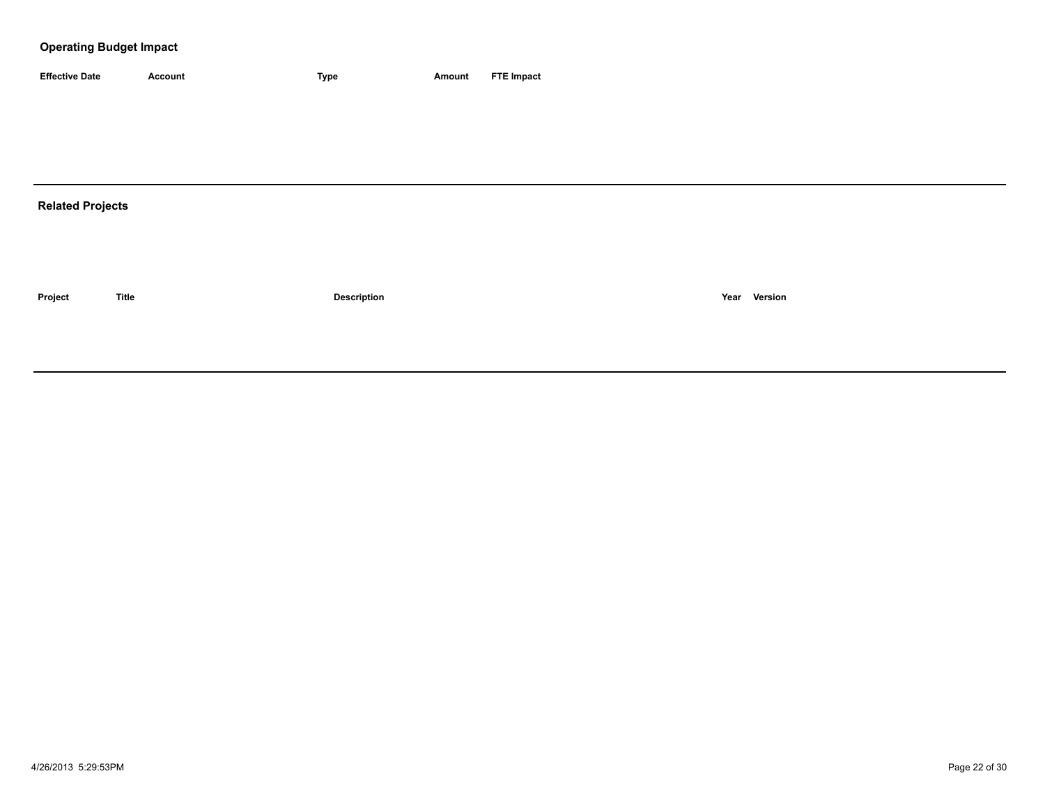## Operating Budget Impact

| Effective Date | Account | Type | Amount | FTE Impact |
|---|---|---|---|---|

## Related Projects

| Project | Title | Description | Year | Version |
|---|---|---|---|---|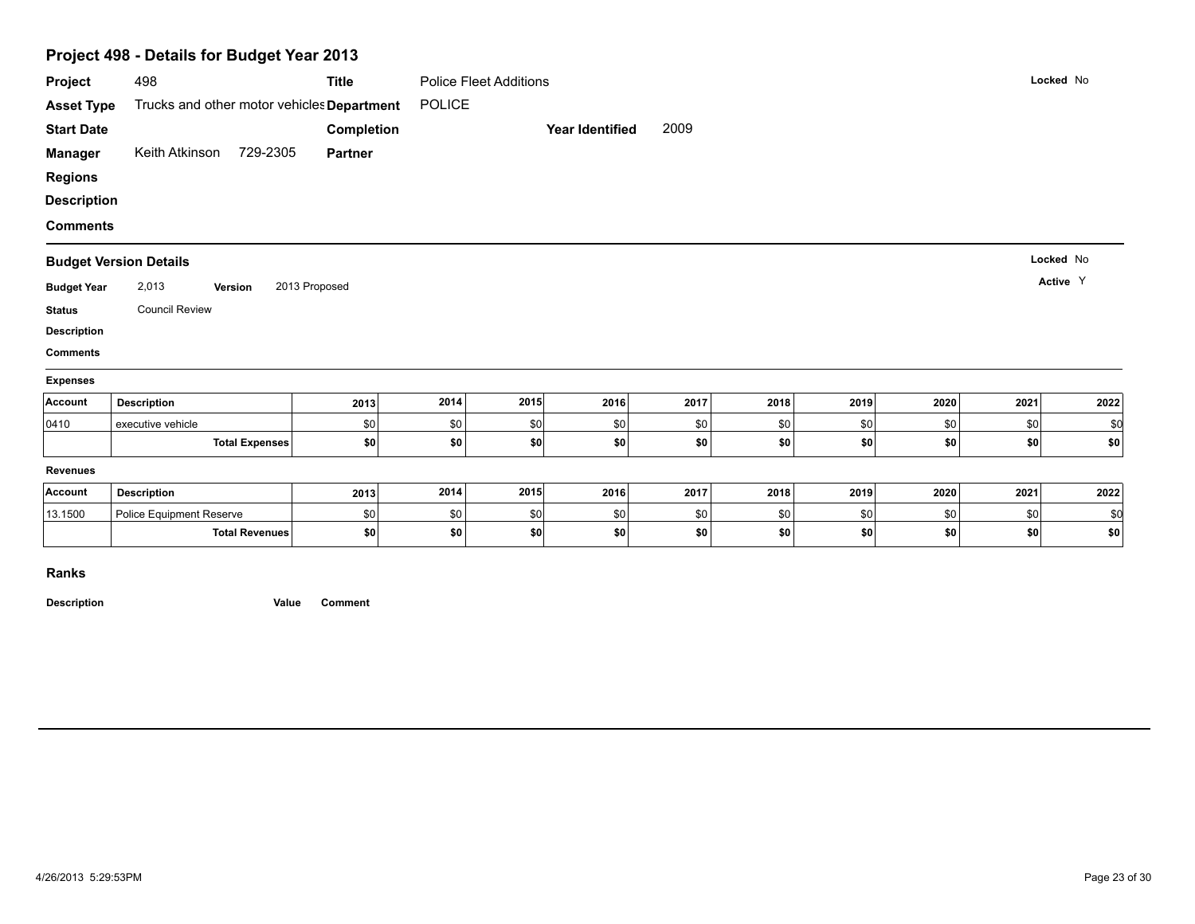## Project 498 - Details for Budget Year 2013

**Project** 498 **Title** Police Fleet Additions **Locked** No

**Asset Type** Trucks and other motor vehicles **Department** POLICE

**Start Date** **Completion** **Year Identified** 2009

**Manager** Keith Atkinson 729-2305 **Partner**

**Regions**

**Description**

**Comments**

---

### Budget Version Details

**Locked** No

**Active** Y

**Budget Year** 2,013 **Version** 2013 Proposed

**Status** Council Review

**Description**

**Comments**

#### Expenses

| Account | Description | 2013 | 2014 | 2015 | 2016 | 2017 | 2018 | 2019 | 2020 | 2021 | 2022 |
|---|---|---|---|---|---|---|---|---|---|---|---|
| 0410 | executive vehicle | $0 | $0 | $0 | $0 | $0 | $0 | $0 | $0 | $0 | $0 |
| | **Total Expenses** | **$0** | **$0** | **$0** | **$0** | **$0** | **$0** | **$0** | **$0** | **$0** | **$0** |

#### Revenues

| Account | Description | 2013 | 2014 | 2015 | 2016 | 2017 | 2018 | 2019 | 2020 | 2021 | 2022 |
|---|---|---|---|---|---|---|---|---|---|---|---|
| 13.1500 | Police Equipment Reserve | $0 | $0 | $0 | $0 | $0 | $0 | $0 | $0 | $0 | $0 |
| | **Total Revenues** | **$0** | **$0** | **$0** | **$0** | **$0** | **$0** | **$0** | **$0** | **$0** | **$0** |

### Ranks

| Description | Value | Comment |
|---|---|---|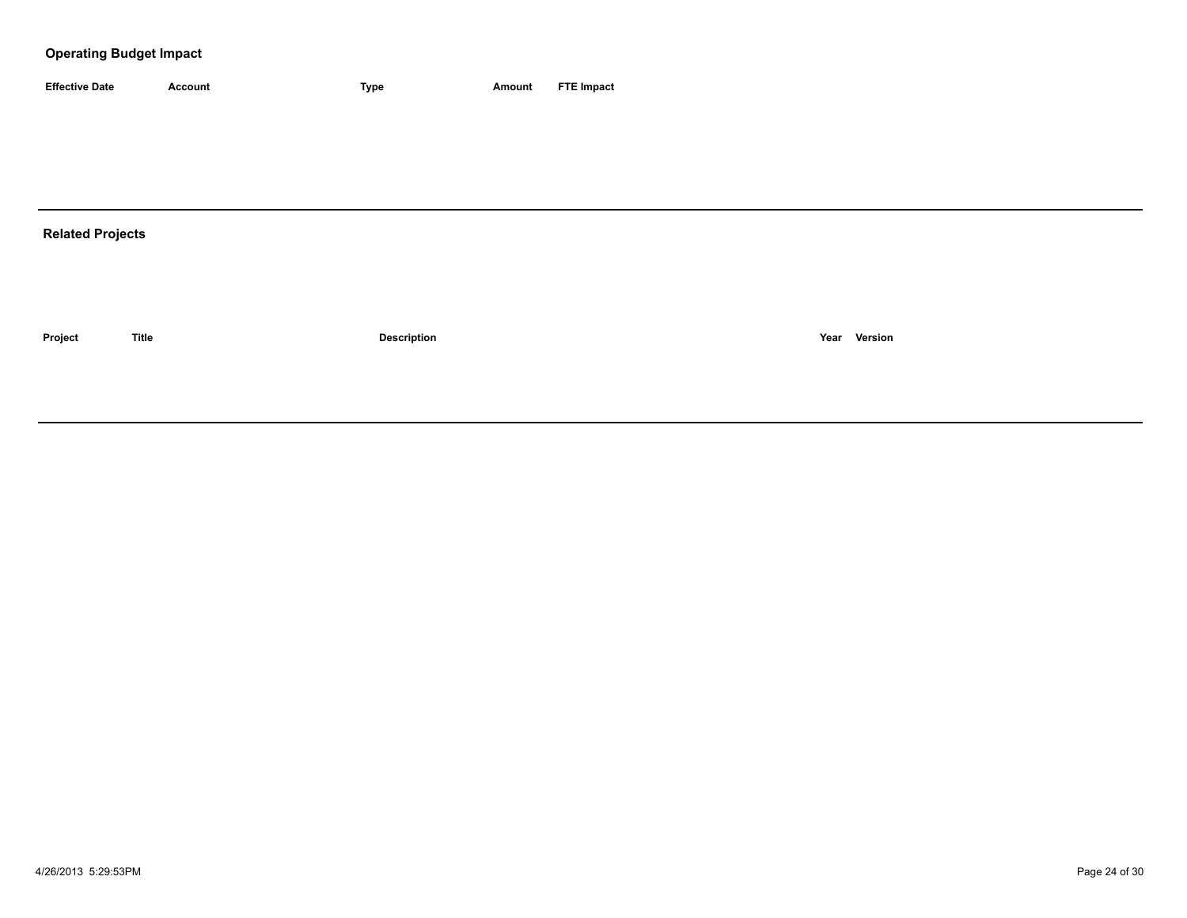## Operating Budget Impact

| Effective Date | Account | Type | Amount | FTE Impact |
|---|---|---|---|---|

---

## Related Projects

| Project | Title | Description | Year | Version |
|---|---|---|---|---|

---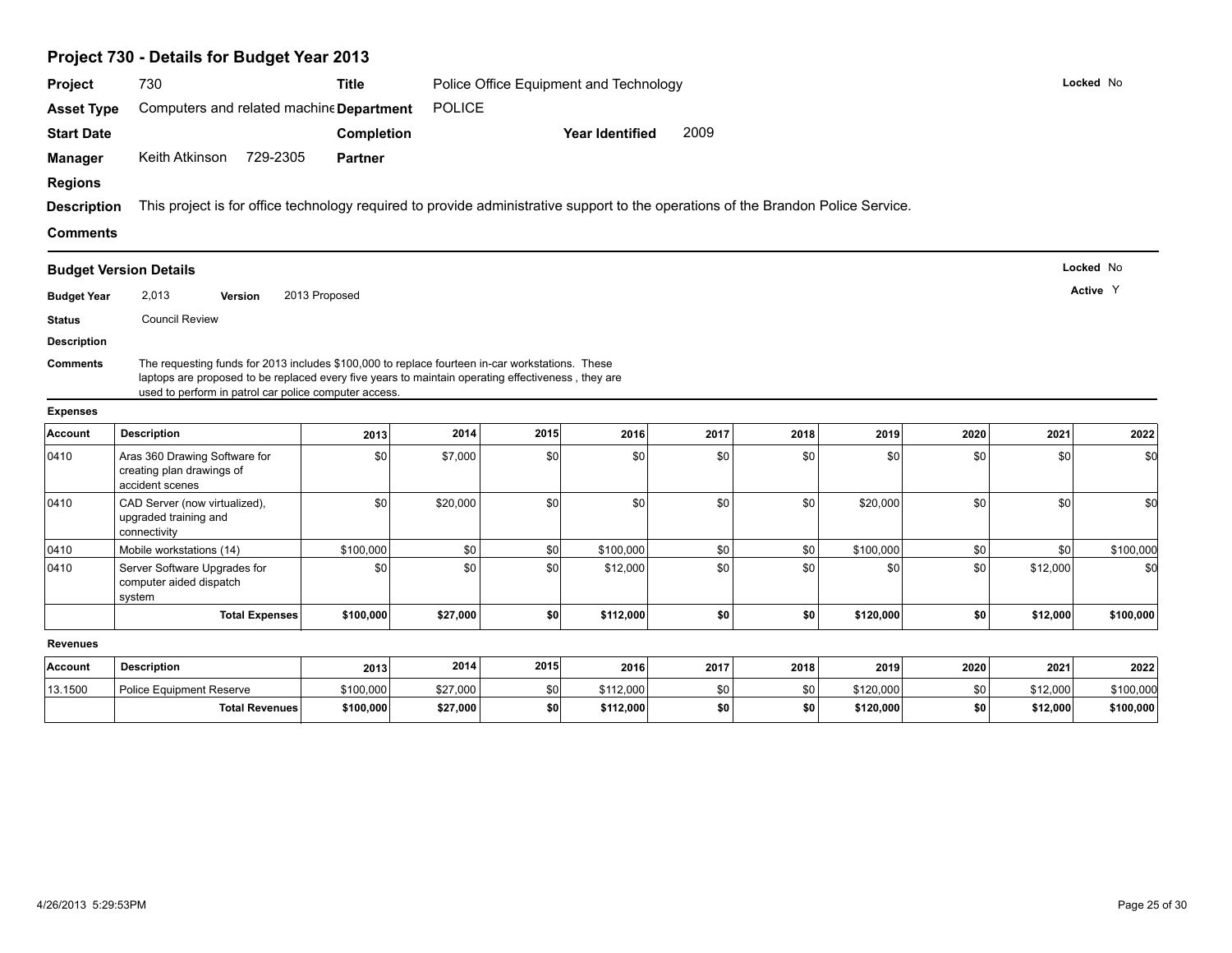## Project 730 - Details for Budget Year 2013

**Project** 730 **Title** Police Office Equipment and Technology **Locked** No

**Asset Type** Computers and related machine **Department** POLICE

**Start Date** **Completion** **Year Identified** 2009

**Manager** Keith Atkinson 729-2305 **Partner**

**Regions**

**Description** This project is for office technology required to provide administrative support to the operations of the Brandon Police Service.

**Comments**

---

### Budget Version Details

**Locked** No

**Active** Y

**Budget Year** 2,013 **Version** 2013 Proposed

**Status** Council Review

**Description**

**Comments** The requesting funds for 2013 includes $100,000 to replace fourteen in-car workstations. These laptops are proposed to be replaced every five years to maintain operating effectiveness , they are used to perform in patrol car police computer access.

**Expenses**

| Account | Description | 2013 | 2014 | 2015 | 2016 | 2017 | 2018 | 2019 | 2020 | 2021 | 2022 |
|---|---|---|---|---|---|---|---|---|---|---|---|
| 0410 | Aras 360 Drawing Software for creating plan drawings of accident scenes | $0 | $7,000 | $0 | $0 | $0 | $0 | $0 | $0 | $0 | $0 |
| 0410 | CAD Server (now virtualized), upgraded training and connectivity | $0 | $20,000 | $0 | $0 | $0 | $0 | $20,000 | $0 | $0 | $0 |
| 0410 | Mobile workstations (14) | $100,000 | $0 | $0 | $100,000 | $0 | $0 | $100,000 | $0 | $0 | $100,000 |
| 0410 | Server Software Upgrades for computer aided dispatch system | $0 | $0 | $0 | $12,000 | $0 | $0 | $0 | $0 | $12,000 | $0 |
| | **Total Expenses** | **$100,000** | **$27,000** | **$0** | **$112,000** | **$0** | **$0** | **$120,000** | **$0** | **$12,000** | **$100,000** |

**Revenues**

| Account | Description | 2013 | 2014 | 2015 | 2016 | 2017 | 2018 | 2019 | 2020 | 2021 | 2022 |
|---|---|---|---|---|---|---|---|---|---|---|---|
| 13.1500 | Police Equipment Reserve | $100,000 | $27,000 | $0 | $112,000 | $0 | $0 | $120,000 | $0 | $12,000 | $100,000 |
| | **Total Revenues** | **$100,000** | **$27,000** | **$0** | **$112,000** | **$0** | **$0** | **$120,000** | **$0** | **$12,000** | **$100,000** |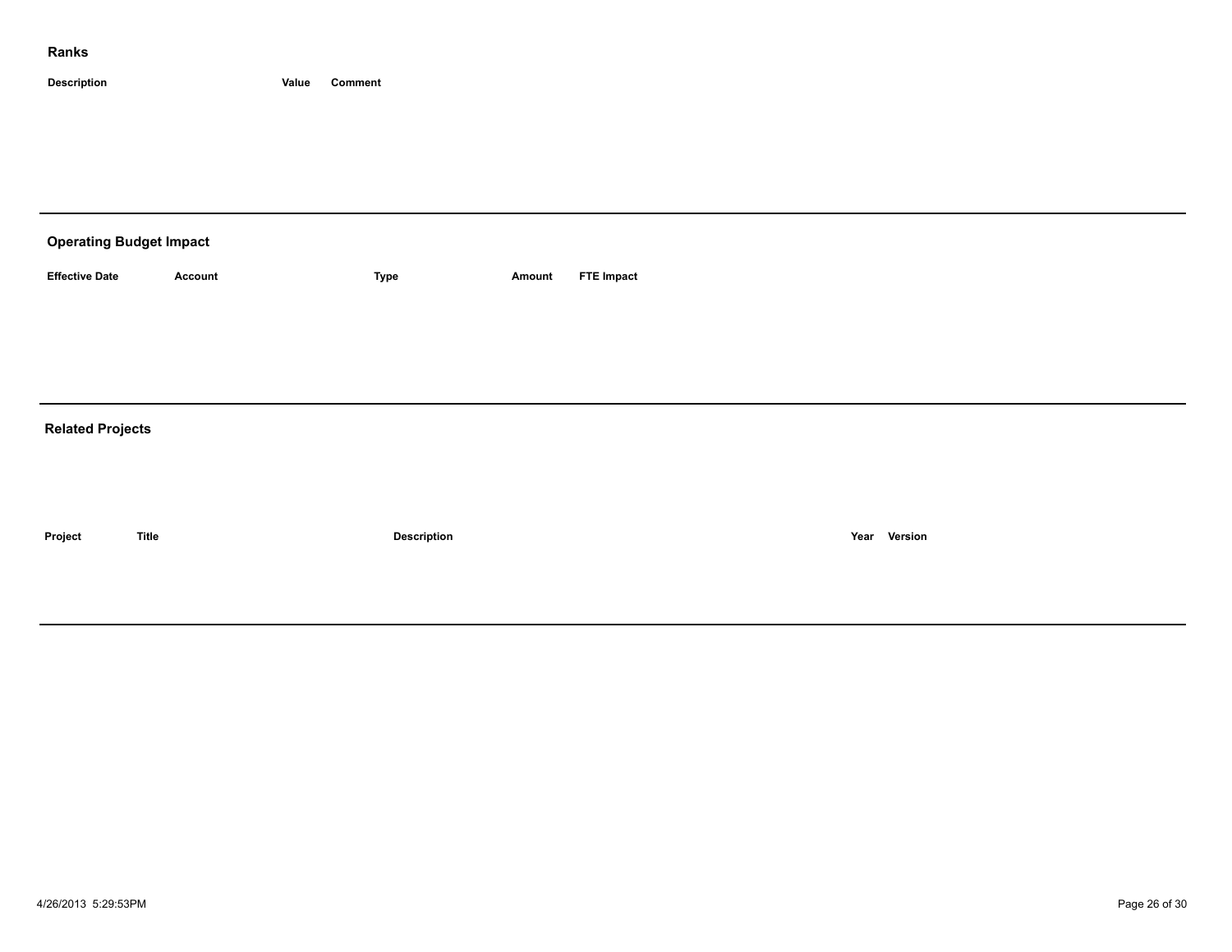## Ranks

| Description | Value | Comment |
| --- | --- | --- |

---

## Operating Budget Impact

| Effective Date | Account | Type | Amount | FTE Impact |
| --- | --- | --- | --- | --- |

---

## Related Projects

| Project | Title | Description | Year | Version |
| --- | --- | --- | --- | --- |

---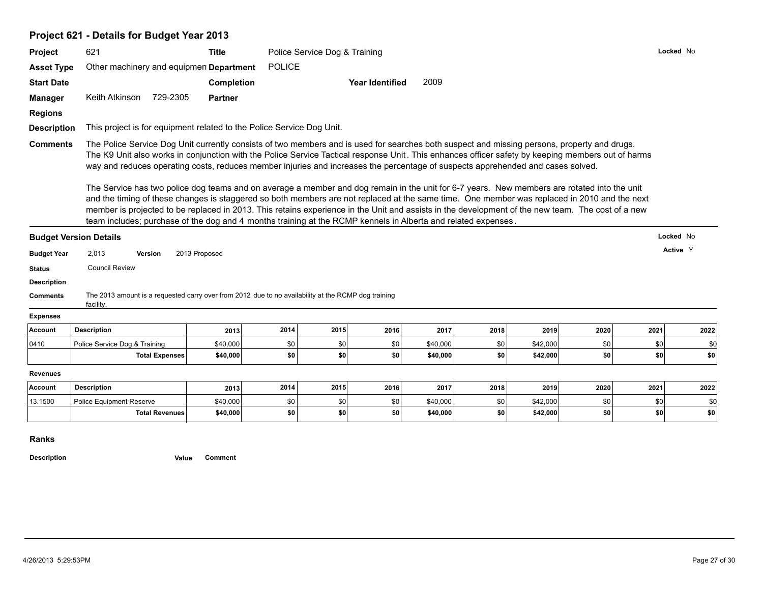## Project 621 - Details for Budget Year 2013

| | | | | | | |
|---|---|---|---|---|---|---|
| **Project** | 621 | **Title** | Police Service Dog & Training | | | **Locked** No |
| **Asset Type** | Other machinery and equipmen | **Department** | POLICE | | | |
| **Start Date** | | **Completion** | | **Year Identified** | 2009 | |
| **Manager** | Keith Atkinson 729-2305 | **Partner** | | | | |
| **Regions** | | | | | | |

**Description** This project is for equipment related to the Police Service Dog Unit.

**Comments** The Police Service Dog Unit currently consists of two members and is used for searches both suspect and missing persons, property and drugs. The K9 Unit also works in conjunction with the Police Service Tactical response Unit. This enhances officer safety by keeping members out of harms way and reduces operating costs, reduces member injuries and increases the percentage of suspects apprehended and cases solved.

The Service has two police dog teams and on average a member and dog remain in the unit for 6-7 years. New members are rotated into the unit and the timing of these changes is staggered so both members are not replaced at the same time. One member was replaced in 2010 and the next member is projected to be replaced in 2013. This retains experience in the Unit and assists in the development of the new team. The cost of a new team includes; purchase of the dog and 4 months training at the RCMP kennels in Alberta and related expenses.

### Budget Version Details

**Locked** No

**Active** Y

**Budget Year** 2,013 **Version** 2013 Proposed

**Status** Council Review

**Description**

**Comments** The 2013 amount is a requested carry over from 2012 due to no availability at the RCMP dog training facility.

**Expenses**

| Account | Description | 2013 | 2014 | 2015 | 2016 | 2017 | 2018 | 2019 | 2020 | 2021 | 2022 |
|---|---|---|---|---|---|---|---|---|---|---|---|
| 0410 | Police Service Dog & Training | $40,000 | $0 | $0 | $0 | $40,000 | $0 | $42,000 | $0 | $0 | $0 |
| | **Total Expenses** | **$40,000** | **$0** | **$0** | **$0** | **$40,000** | **$0** | **$42,000** | **$0** | **$0** | **$0** |

**Revenues**

| Account | Description | 2013 | 2014 | 2015 | 2016 | 2017 | 2018 | 2019 | 2020 | 2021 | 2022 |
|---|---|---|---|---|---|---|---|---|---|---|---|
| 13.1500 | Police Equipment Reserve | $40,000 | $0 | $0 | $0 | $40,000 | $0 | $42,000 | $0 | $0 | $0 |
| | **Total Revenues** | **$40,000** | **$0** | **$0** | **$0** | **$40,000** | **$0** | **$42,000** | **$0** | **$0** | **$0** |

### Ranks

| Description | Value | Comment |
|---|---|---|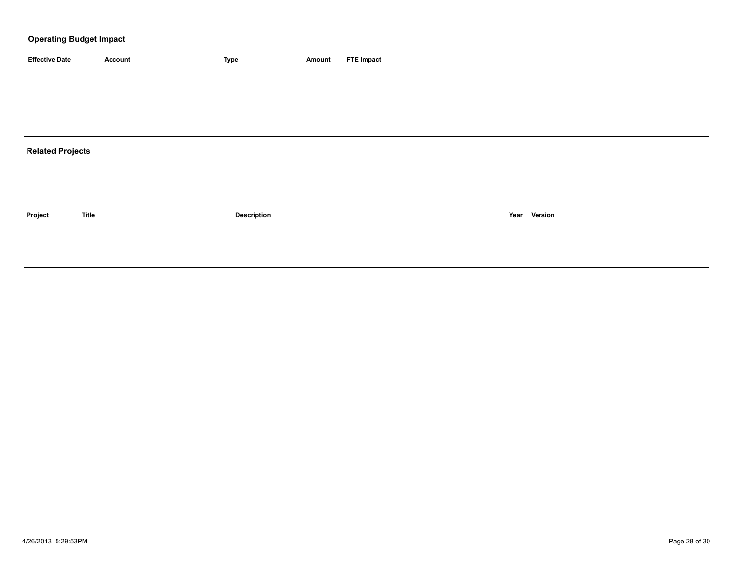## Operating Budget Impact

| Effective Date | Account | Type | Amount | FTE Impact |
|---|---|---|---|---|

## Related Projects

| Project | Title | Description | Year | Version |
|---|---|---|---|---|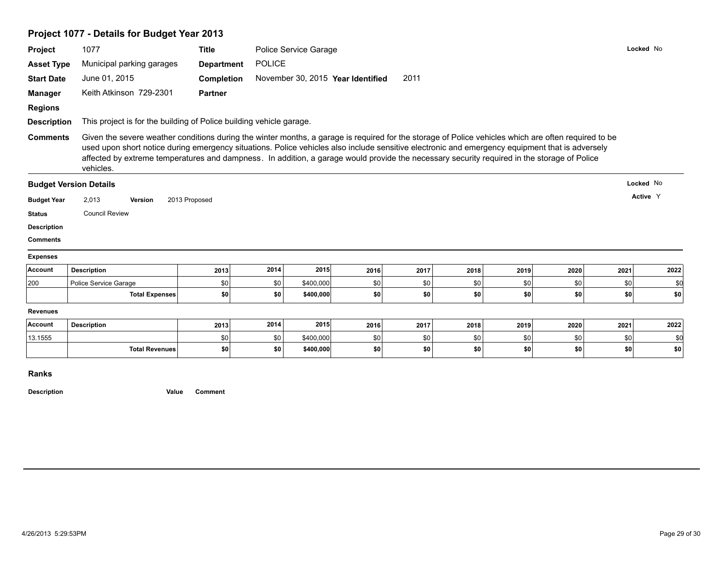## Project 1077 - Details for Budget Year 2013

**Project** 1077 **Title** Police Service Garage **Locked** No

**Asset Type** Municipal parking garages **Department** POLICE

**Start Date** June 01, 2015 **Completion** November 30, 2015 **Year Identified** 2011

**Manager** Keith Atkinson 729-2301 **Partner**

**Regions**

**Description** This project is for the building of Police building vehicle garage.

**Comments** Given the severe weather conditions during the winter months, a garage is required for the storage of Police vehicles which are often required to be used upon short notice during emergency situations. Police vehicles also include sensitive electronic and emergency equipment that is adversely affected by extreme temperatures and dampness. In addition, a garage would provide the necessary security required in the storage of Police vehicles.

### Budget Version Details

**Locked** No

**Active** Y

**Budget Year** 2,013 **Version** 2013 Proposed

**Status** Council Review

**Description**

**Comments**

**Expenses**

| Account | Description | 2013 | 2014 | 2015 | 2016 | 2017 | 2018 | 2019 | 2020 | 2021 | 2022 |
|---|---|---|---|---|---|---|---|---|---|---|---|
| 200 | Police Service Garage | $0 | $0 | $400,000 | $0 | $0 | $0 | $0 | $0 | $0 | $0 |
| | **Total Expenses** | **$0** | **$0** | **$400,000** | **$0** | **$0** | **$0** | **$0** | **$0** | **$0** | **$0** |

**Revenues**

| Account | Description | 2013 | 2014 | 2015 | 2016 | 2017 | 2018 | 2019 | 2020 | 2021 | 2022 |
|---|---|---|---|---|---|---|---|---|---|---|---|
| 13.1555 | | $0 | $0 | $400,000 | $0 | $0 | $0 | $0 | $0 | $0 | $0 |
| | **Total Revenues** | **$0** | **$0** | **$400,000** | **$0** | **$0** | **$0** | **$0** | **$0** | **$0** | **$0** |

### Ranks

| Description | Value | Comment |
|---|---|---|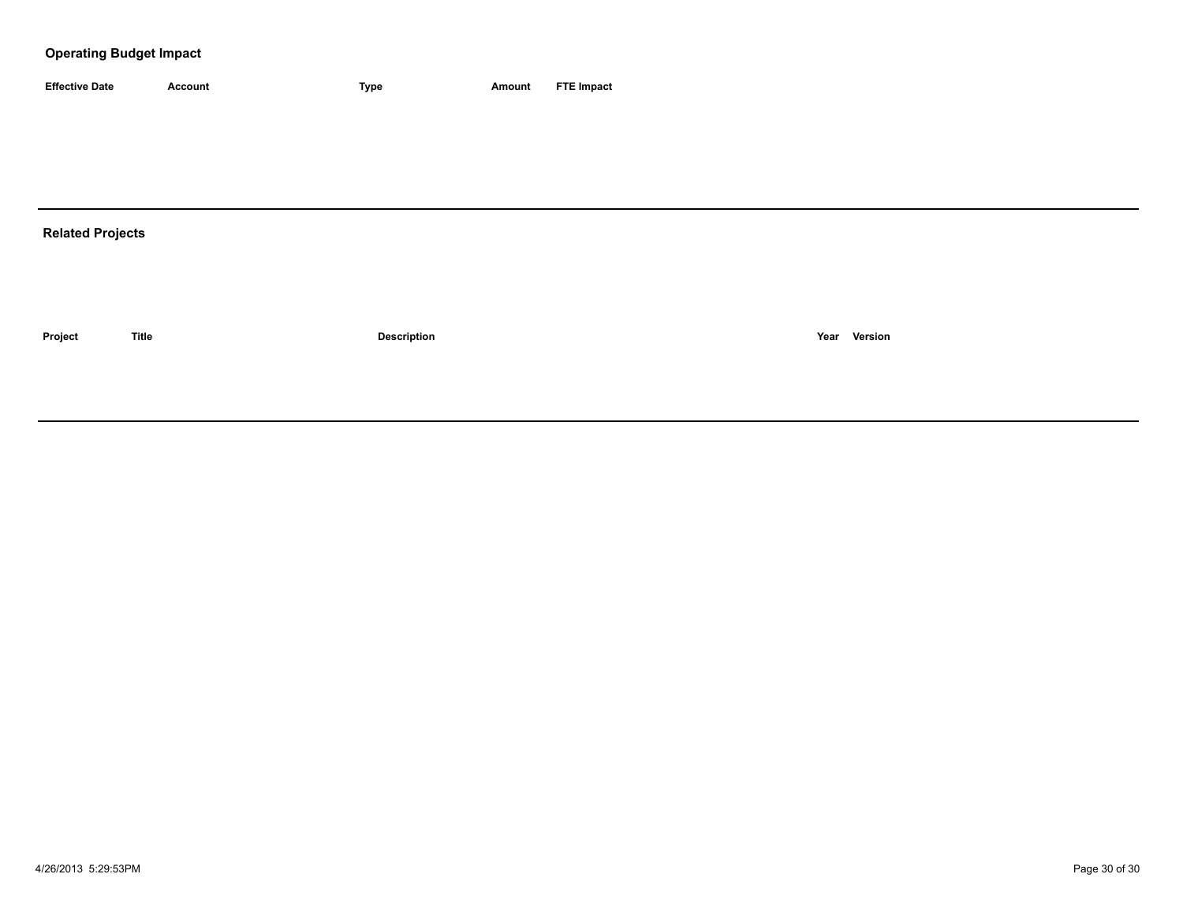## Operating Budget Impact

| Effective Date | Account | Type | Amount | FTE Impact |
|---|---|---|---|---|

## Related Projects

| Project | Title | Description | Year | Version |
|---|---|---|---|---|